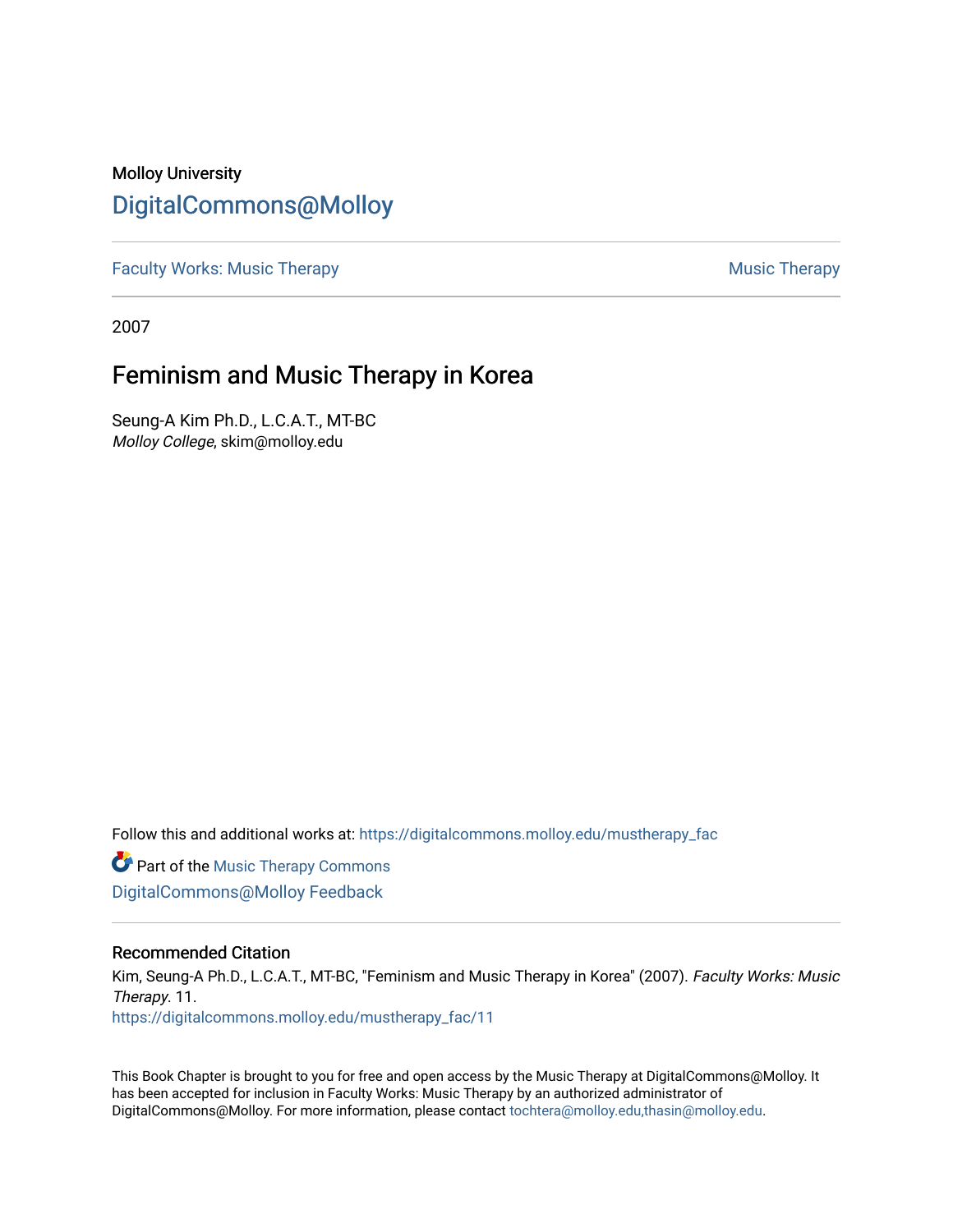Molloy University

DigitalCommons@Molloy

Faculty Works: Music Therapy | Music Therapy

2007

# Feminism and Music Therapy in Korea

Seung-A Kim Ph.D., L.C.A.T., MT-BC
*Molloy College*, skim@molloy.edu

Follow this and additional works at: https://digitalcommons.molloy.edu/mustherapy_fac

Part of the Music Therapy Commons

DigitalCommons@Molloy Feedback

## Recommended Citation

Kim, Seung-A Ph.D., L.C.A.T., MT-BC, "Feminism and Music Therapy in Korea" (2007). *Faculty Works: Music Therapy*. 11.
https://digitalcommons.molloy.edu/mustherapy_fac/11

This Book Chapter is brought to you for free and open access by the Music Therapy at DigitalCommons@Molloy. It has been accepted for inclusion in Faculty Works: Music Therapy by an authorized administrator of DigitalCommons@Molloy. For more information, please contact tochtera@molloy.edu,thasin@molloy.edu.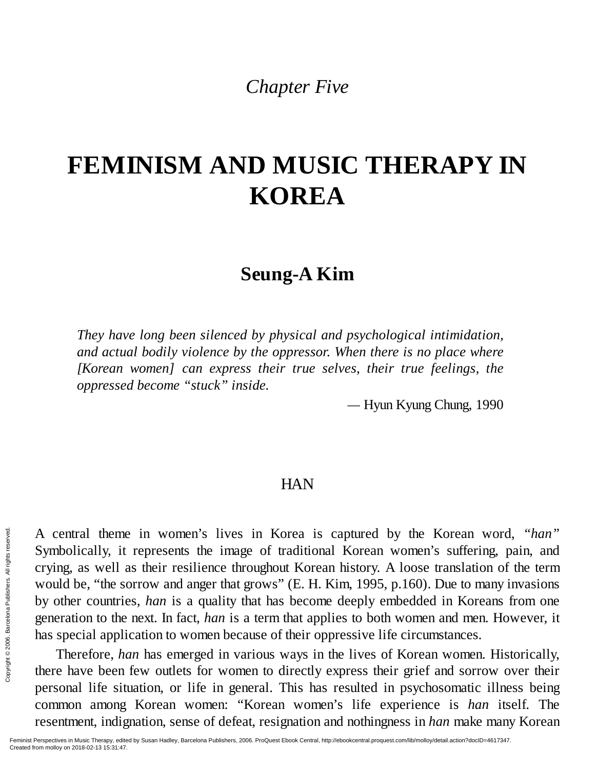*Chapter Five*

# FEMINISM AND MUSIC THERAPY IN KOREA

## Seung-A Kim

*They have long been silenced by physical and psychological intimidation, and actual bodily violence by the oppressor. When there is no place where [Korean women] can express their true selves, their true feelings, the oppressed become "stuck" inside.*

— Hyun Kyung Chung, 1990

### HAN

A central theme in women's lives in Korea is captured by the Korean word, *"han"* Symbolically, it represents the image of traditional Korean women's suffering, pain, and crying, as well as their resilience throughout Korean history. A loose translation of the term would be, "the sorrow and anger that grows" (E. H. Kim, 1995, p.160). Due to many invasions by other countries, *han* is a quality that has become deeply embedded in Koreans from one generation to the next. In fact, *han* is a term that applies to both women and men. However, it has special application to women because of their oppressive life circumstances.

Therefore, *han* has emerged in various ways in the lives of Korean women. Historically, there have been few outlets for women to directly express their grief and sorrow over their personal life situation, or life in general. This has resulted in psychosomatic illness being common among Korean women: "Korean women's life experience is *han* itself. The resentment, indignation, sense of defeat, resignation and nothingness in *han* make many Korean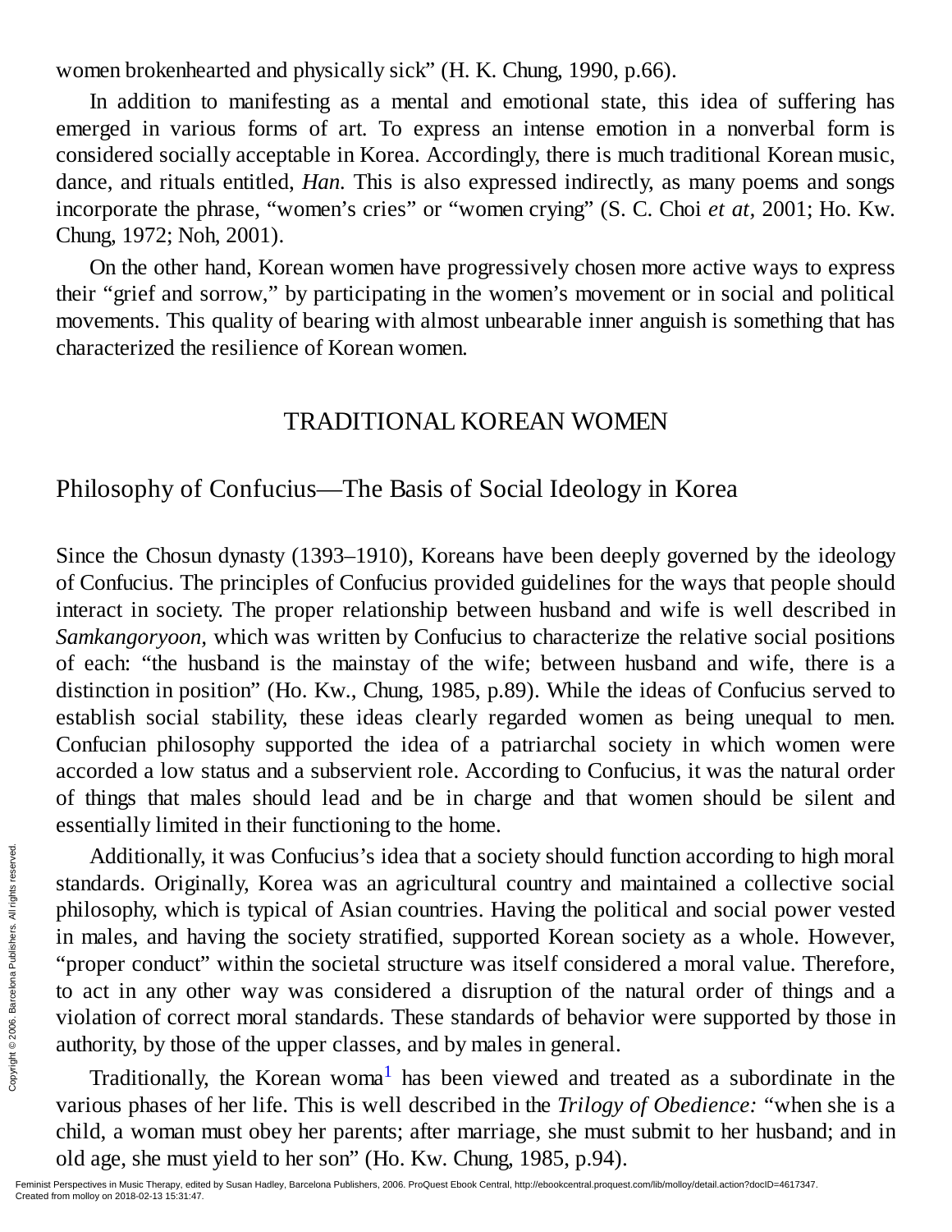women brokenhearted and physically sick" (H. K. Chung, 1990, p.66).

In addition to manifesting as a mental and emotional state, this idea of suffering has emerged in various forms of art. To express an intense emotion in a nonverbal form is considered socially acceptable in Korea. Accordingly, there is much traditional Korean music, dance, and rituals entitled, *Han*. This is also expressed indirectly, as many poems and songs incorporate the phrase, "women's cries" or "women crying" (S. C. Choi *et at*, 2001; Ho. Kw. Chung, 1972; Noh, 2001).

On the other hand, Korean women have progressively chosen more active ways to express their "grief and sorrow," by participating in the women's movement or in social and political movements. This quality of bearing with almost unbearable inner anguish is something that has characterized the resilience of Korean women.

## TRADITIONAL KOREAN WOMEN

### Philosophy of Confucius—The Basis of Social Ideology in Korea

Since the Chosun dynasty (1393–1910), Koreans have been deeply governed by the ideology of Confucius. The principles of Confucius provided guidelines for the ways that people should interact in society. The proper relationship between husband and wife is well described in *Samkangoryoon,* which was written by Confucius to characterize the relative social positions of each: "the husband is the mainstay of the wife; between husband and wife, there is a distinction in position" (Ho. Kw., Chung, 1985, p.89). While the ideas of Confucius served to establish social stability, these ideas clearly regarded women as being unequal to men. Confucian philosophy supported the idea of a patriarchal society in which women were accorded a low status and a subservient role. According to Confucius, it was the natural order of things that males should lead and be in charge and that women should be silent and essentially limited in their functioning to the home.

Additionally, it was Confucius's idea that a society should function according to high moral standards. Originally, Korea was an agricultural country and maintained a collective social philosophy, which is typical of Asian countries. Having the political and social power vested in males, and having the society stratified, supported Korean society as a whole. However, "proper conduct" within the societal structure was itself considered a moral value. Therefore, to act in any other way was considered a disruption of the natural order of things and a violation of correct moral standards. These standards of behavior were supported by those in authority, by those of the upper classes, and by males in general.

Traditionally, the Korean woma[1] has been viewed and treated as a subordinate in the various phases of her life. This is well described in the *Trilogy of Obedience:* "when she is a child, a woman must obey her parents; after marriage, she must submit to her husband; and in old age, she must yield to her son" (Ho. Kw. Chung, 1985, p.94).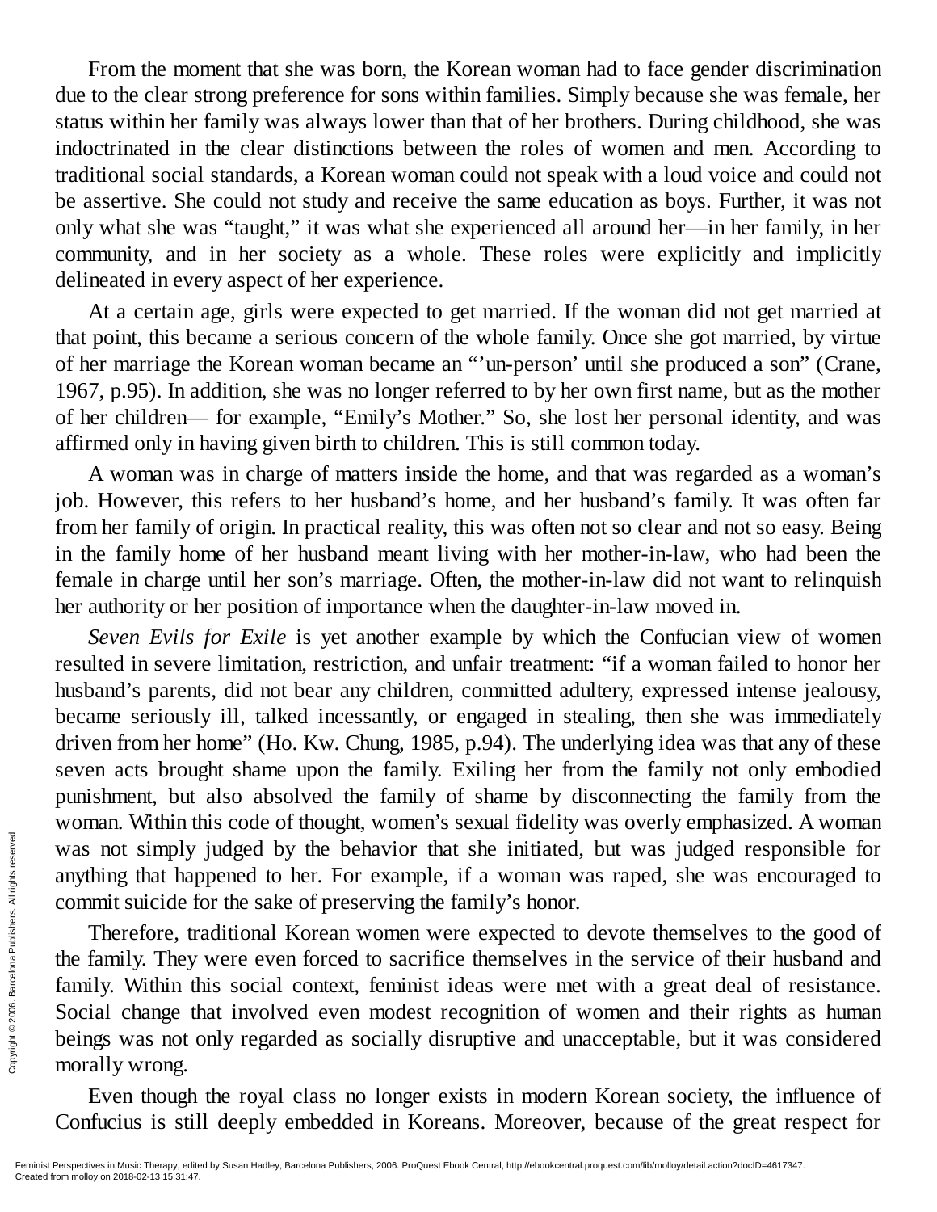From the moment that she was born, the Korean woman had to face gender discrimination due to the clear strong preference for sons within families. Simply because she was female, her status within her family was always lower than that of her brothers. During childhood, she was indoctrinated in the clear distinctions between the roles of women and men. According to traditional social standards, a Korean woman could not speak with a loud voice and could not be assertive. She could not study and receive the same education as boys. Further, it was not only what she was "taught," it was what she experienced all around her—in her family, in her community, and in her society as a whole. These roles were explicitly and implicitly delineated in every aspect of her experience.

At a certain age, girls were expected to get married. If the woman did not get married at that point, this became a serious concern of the whole family. Once she got married, by virtue of her marriage the Korean woman became an "'un-person' until she produced a son" (Crane, 1967, p.95). In addition, she was no longer referred to by her own first name, but as the mother of her children— for example, "Emily's Mother." So, she lost her personal identity, and was affirmed only in having given birth to children. This is still common today.

A woman was in charge of matters inside the home, and that was regarded as a woman's job. However, this refers to her husband's home, and her husband's family. It was often far from her family of origin. In practical reality, this was often not so clear and not so easy. Being in the family home of her husband meant living with her mother-in-law, who had been the female in charge until her son's marriage. Often, the mother-in-law did not want to relinquish her authority or her position of importance when the daughter-in-law moved in.

*Seven Evils for Exile* is yet another example by which the Confucian view of women resulted in severe limitation, restriction, and unfair treatment: "if a woman failed to honor her husband's parents, did not bear any children, committed adultery, expressed intense jealousy, became seriously ill, talked incessantly, or engaged in stealing, then she was immediately driven from her home" (Ho. Kw. Chung, 1985, p.94). The underlying idea was that any of these seven acts brought shame upon the family. Exiling her from the family not only embodied punishment, but also absolved the family of shame by disconnecting the family from the woman. Within this code of thought, women's sexual fidelity was overly emphasized. A woman was not simply judged by the behavior that she initiated, but was judged responsible for anything that happened to her. For example, if a woman was raped, she was encouraged to commit suicide for the sake of preserving the family's honor.

Therefore, traditional Korean women were expected to devote themselves to the good of the family. They were even forced to sacrifice themselves in the service of their husband and family. Within this social context, feminist ideas were met with a great deal of resistance. Social change that involved even modest recognition of women and their rights as human beings was not only regarded as socially disruptive and unacceptable, but it was considered morally wrong.

Even though the royal class no longer exists in modern Korean society, the influence of Confucius is still deeply embedded in Koreans. Moreover, because of the great respect for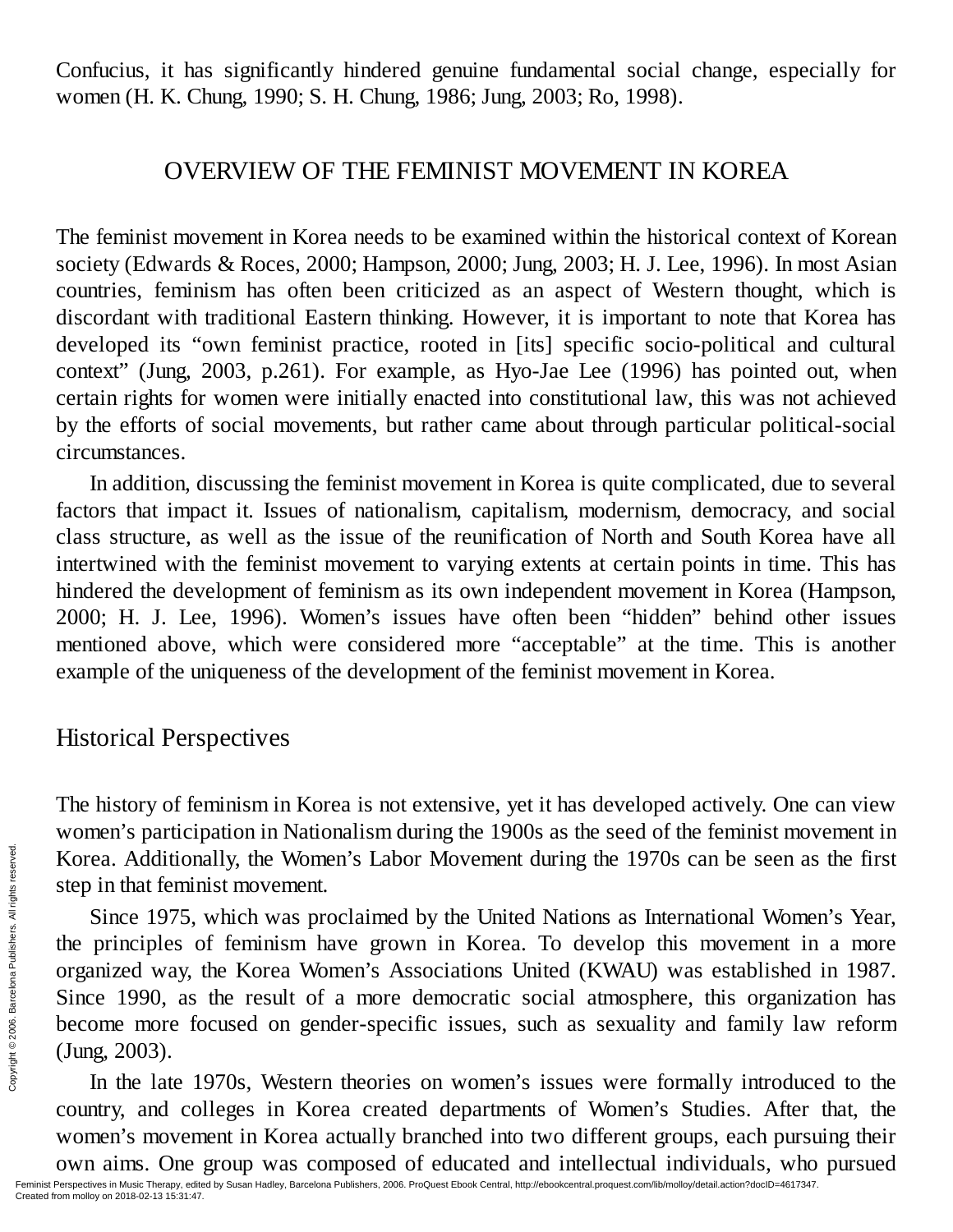Confucius, it has significantly hindered genuine fundamental social change, especially for women (H. K. Chung, 1990; S. H. Chung, 1986; Jung, 2003; Ro, 1998).

## OVERVIEW OF THE FEMINIST MOVEMENT IN KOREA

The feminist movement in Korea needs to be examined within the historical context of Korean society (Edwards & Roces, 2000; Hampson, 2000; Jung, 2003; H. J. Lee, 1996). In most Asian countries, feminism has often been criticized as an aspect of Western thought, which is discordant with traditional Eastern thinking. However, it is important to note that Korea has developed its "own feminist practice, rooted in [its] specific socio-political and cultural context" (Jung, 2003, p.261). For example, as Hyo-Jae Lee (1996) has pointed out, when certain rights for women were initially enacted into constitutional law, this was not achieved by the efforts of social movements, but rather came about through particular political-social circumstances.

In addition, discussing the feminist movement in Korea is quite complicated, due to several factors that impact it. Issues of nationalism, capitalism, modernism, democracy, and social class structure, as well as the issue of the reunification of North and South Korea have all intertwined with the feminist movement to varying extents at certain points in time. This has hindered the development of feminism as its own independent movement in Korea (Hampson, 2000; H. J. Lee, 1996). Women's issues have often been "hidden" behind other issues mentioned above, which were considered more "acceptable" at the time. This is another example of the uniqueness of the development of the feminist movement in Korea.

### Historical Perspectives

The history of feminism in Korea is not extensive, yet it has developed actively. One can view women's participation in Nationalism during the 1900s as the seed of the feminist movement in Korea. Additionally, the Women's Labor Movement during the 1970s can be seen as the first step in that feminist movement.

Since 1975, which was proclaimed by the United Nations as International Women's Year, the principles of feminism have grown in Korea. To develop this movement in a more organized way, the Korea Women's Associations United (KWAU) was established in 1987. Since 1990, as the result of a more democratic social atmosphere, this organization has become more focused on gender-specific issues, such as sexuality and family law reform (Jung, 2003).

In the late 1970s, Western theories on women's issues were formally introduced to the country, and colleges in Korea created departments of Women's Studies. After that, the women's movement in Korea actually branched into two different groups, each pursuing their own aims. One group was composed of educated and intellectual individuals, who pursued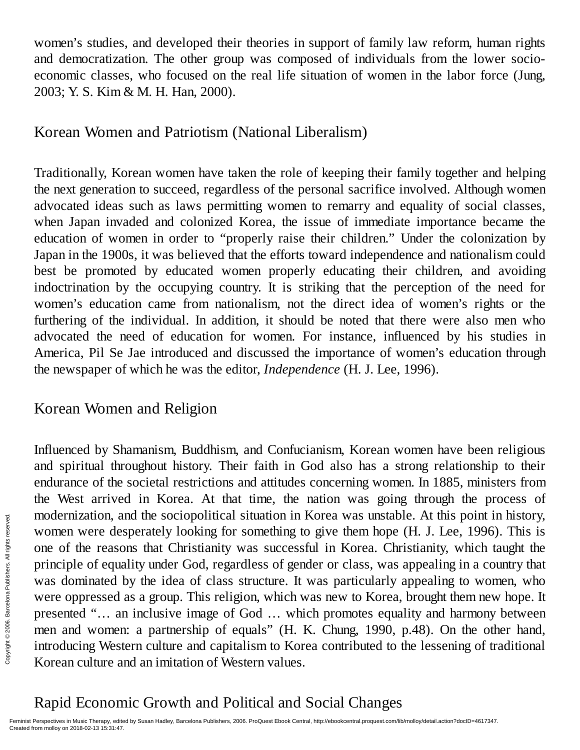women's studies, and developed their theories in support of family law reform, human rights and democratization. The other group was composed of individuals from the lower socio-economic classes, who focused on the real life situation of women in the labor force (Jung, 2003; Y. S. Kim & M. H. Han, 2000).

## Korean Women and Patriotism (National Liberalism)

Traditionally, Korean women have taken the role of keeping their family together and helping the next generation to succeed, regardless of the personal sacrifice involved. Although women advocated ideas such as laws permitting women to remarry and equality of social classes, when Japan invaded and colonized Korea, the issue of immediate importance became the education of women in order to "properly raise their children." Under the colonization by Japan in the 1900s, it was believed that the efforts toward independence and nationalism could best be promoted by educated women properly educating their children, and avoiding indoctrination by the occupying country. It is striking that the perception of the need for women's education came from nationalism, not the direct idea of women's rights or the furthering of the individual. In addition, it should be noted that there were also men who advocated the need of education for women. For instance, influenced by his studies in America, Pil Se Jae introduced and discussed the importance of women's education through the newspaper of which he was the editor, *Independence* (H. J. Lee, 1996).

## Korean Women and Religion

Influenced by Shamanism, Buddhism, and Confucianism, Korean women have been religious and spiritual throughout history. Their faith in God also has a strong relationship to their endurance of the societal restrictions and attitudes concerning women. In 1885, ministers from the West arrived in Korea. At that time, the nation was going through the process of modernization, and the sociopolitical situation in Korea was unstable. At this point in history, women were desperately looking for something to give them hope (H. J. Lee, 1996). This is one of the reasons that Christianity was successful in Korea. Christianity, which taught the principle of equality under God, regardless of gender or class, was appealing in a country that was dominated by the idea of class structure. It was particularly appealing to women, who were oppressed as a group. This religion, which was new to Korea, brought them new hope. It presented "… an inclusive image of God … which promotes equality and harmony between men and women: a partnership of equals" (H. K. Chung, 1990, p.48). On the other hand, introducing Western culture and capitalism to Korea contributed to the lessening of traditional Korean culture and an imitation of Western values.

## Rapid Economic Growth and Political and Social Changes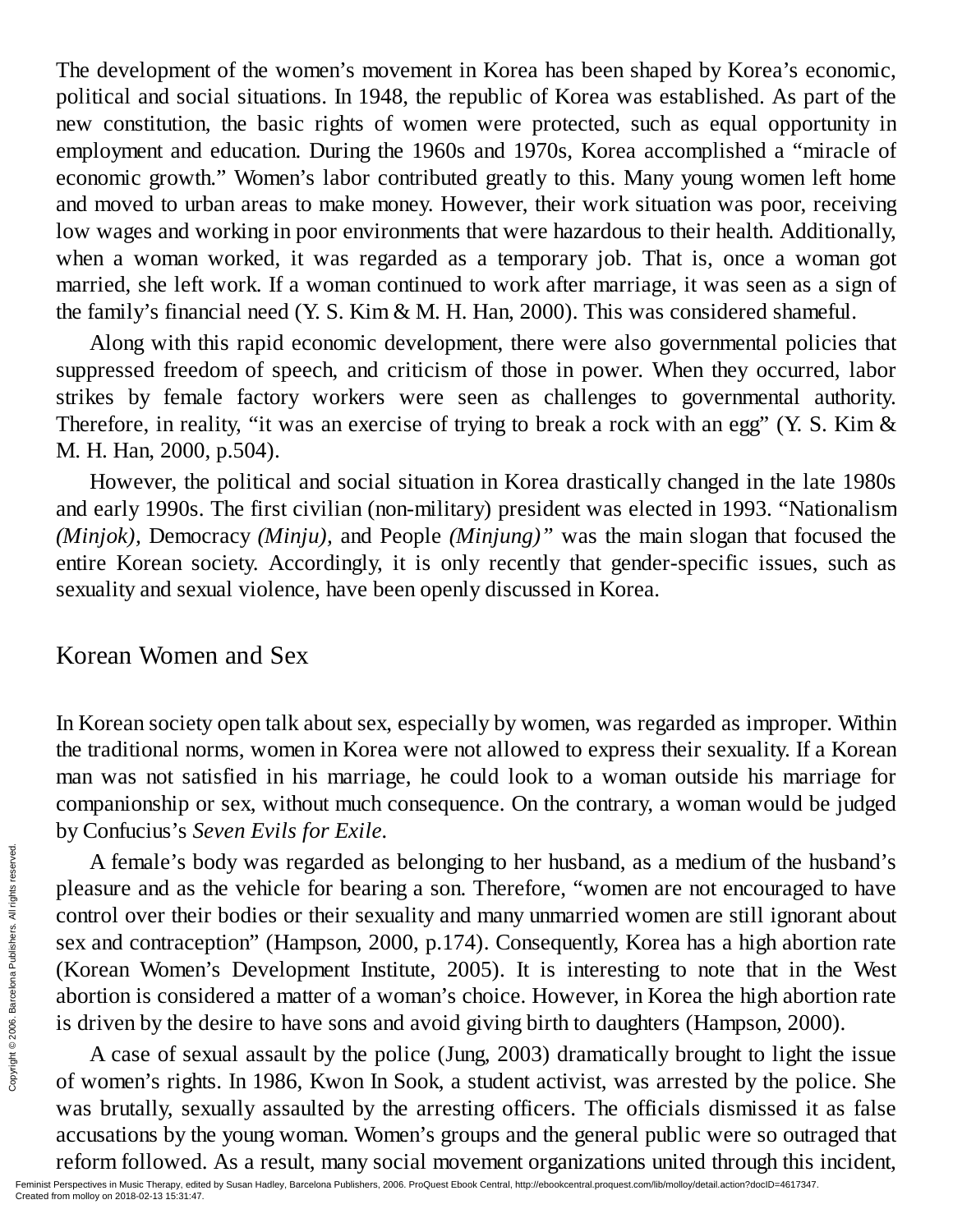The development of the women's movement in Korea has been shaped by Korea's economic, political and social situations. In 1948, the republic of Korea was established. As part of the new constitution, the basic rights of women were protected, such as equal opportunity in employment and education. During the 1960s and 1970s, Korea accomplished a "miracle of economic growth." Women's labor contributed greatly to this. Many young women left home and moved to urban areas to make money. However, their work situation was poor, receiving low wages and working in poor environments that were hazardous to their health. Additionally, when a woman worked, it was regarded as a temporary job. That is, once a woman got married, she left work. If a woman continued to work after marriage, it was seen as a sign of the family's financial need (Y. S. Kim & M. H. Han, 2000). This was considered shameful.

Along with this rapid economic development, there were also governmental policies that suppressed freedom of speech, and criticism of those in power. When they occurred, labor strikes by female factory workers were seen as challenges to governmental authority. Therefore, in reality, "it was an exercise of trying to break a rock with an egg" (Y. S. Kim & M. H. Han, 2000, p.504).

However, the political and social situation in Korea drastically changed in the late 1980s and early 1990s. The first civilian (non-military) president was elected in 1993. "Nationalism *(Minjok),* Democracy *(Minju),* and People *(Minjung)"* was the main slogan that focused the entire Korean society. Accordingly, it is only recently that gender-specific issues, such as sexuality and sexual violence, have been openly discussed in Korea.

## Korean Women and Sex

In Korean society open talk about sex, especially by women, was regarded as improper. Within the traditional norms, women in Korea were not allowed to express their sexuality. If a Korean man was not satisfied in his marriage, he could look to a woman outside his marriage for companionship or sex, without much consequence. On the contrary, a woman would be judged by Confucius's *Seven Evils for Exile*.

A female's body was regarded as belonging to her husband, as a medium of the husband's pleasure and as the vehicle for bearing a son. Therefore, "women are not encouraged to have control over their bodies or their sexuality and many unmarried women are still ignorant about sex and contraception" (Hampson, 2000, p.174). Consequently, Korea has a high abortion rate (Korean Women's Development Institute, 2005). It is interesting to note that in the West abortion is considered a matter of a woman's choice. However, in Korea the high abortion rate is driven by the desire to have sons and avoid giving birth to daughters (Hampson, 2000).

A case of sexual assault by the police (Jung, 2003) dramatically brought to light the issue of women's rights. In 1986, Kwon In Sook, a student activist, was arrested by the police. She was brutally, sexually assaulted by the arresting officers. The officials dismissed it as false accusations by the young woman. Women's groups and the general public were so outraged that reform followed. As a result, many social movement organizations united through this incident,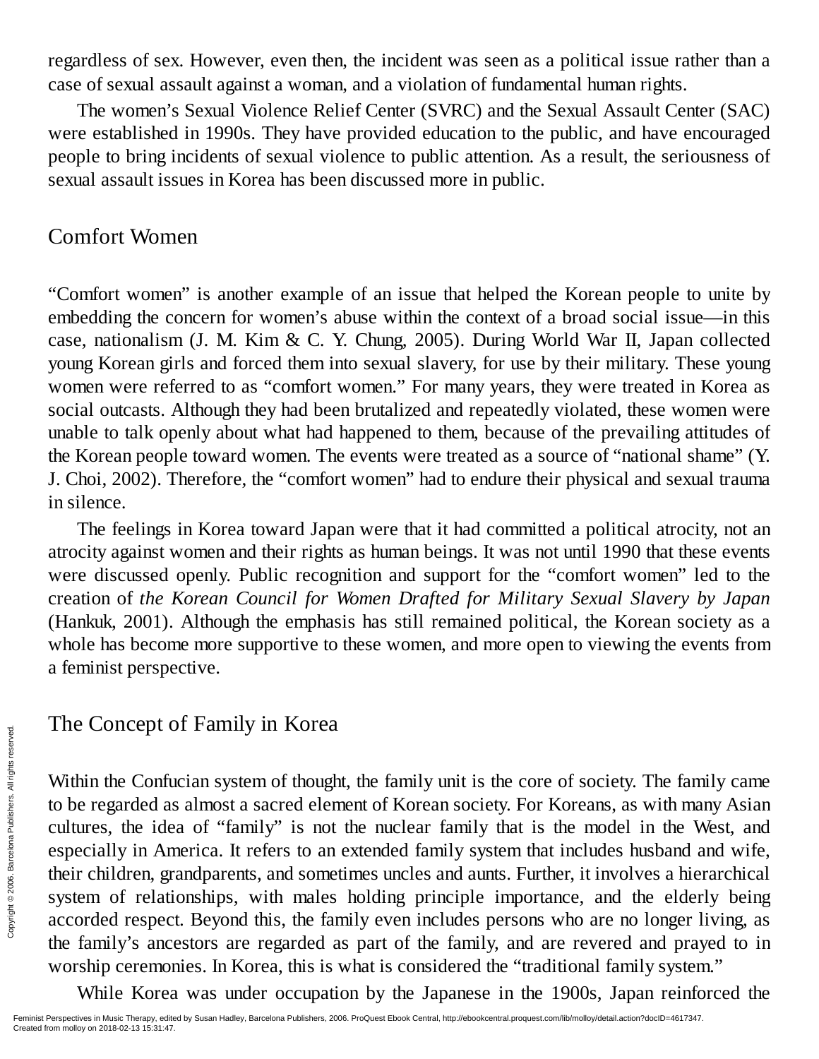regardless of sex. However, even then, the incident was seen as a political issue rather than a case of sexual assault against a woman, and a violation of fundamental human rights.

The women's Sexual Violence Relief Center (SVRC) and the Sexual Assault Center (SAC) were established in 1990s. They have provided education to the public, and have encouraged people to bring incidents of sexual violence to public attention. As a result, the seriousness of sexual assault issues in Korea has been discussed more in public.

## Comfort Women

"Comfort women" is another example of an issue that helped the Korean people to unite by embedding the concern for women's abuse within the context of a broad social issue—in this case, nationalism (J. M. Kim & C. Y. Chung, 2005). During World War II, Japan collected young Korean girls and forced them into sexual slavery, for use by their military. These young women were referred to as "comfort women." For many years, they were treated in Korea as social outcasts. Although they had been brutalized and repeatedly violated, these women were unable to talk openly about what had happened to them, because of the prevailing attitudes of the Korean people toward women. The events were treated as a source of "national shame" (Y. J. Choi, 2002). Therefore, the "comfort women" had to endure their physical and sexual trauma in silence.

The feelings in Korea toward Japan were that it had committed a political atrocity, not an atrocity against women and their rights as human beings. It was not until 1990 that these events were discussed openly. Public recognition and support for the "comfort women" led to the creation of *the Korean Council for Women Drafted for Military Sexual Slavery by Japan* (Hankuk, 2001). Although the emphasis has still remained political, the Korean society as a whole has become more supportive to these women, and more open to viewing the events from a feminist perspective.

## The Concept of Family in Korea

Within the Confucian system of thought, the family unit is the core of society. The family came to be regarded as almost a sacred element of Korean society. For Koreans, as with many Asian cultures, the idea of "family" is not the nuclear family that is the model in the West, and especially in America. It refers to an extended family system that includes husband and wife, their children, grandparents, and sometimes uncles and aunts. Further, it involves a hierarchical system of relationships, with males holding principle importance, and the elderly being accorded respect. Beyond this, the family even includes persons who are no longer living, as the family's ancestors are regarded as part of the family, and are revered and prayed to in worship ceremonies. In Korea, this is what is considered the "traditional family system."

While Korea was under occupation by the Japanese in the 1900s, Japan reinforced the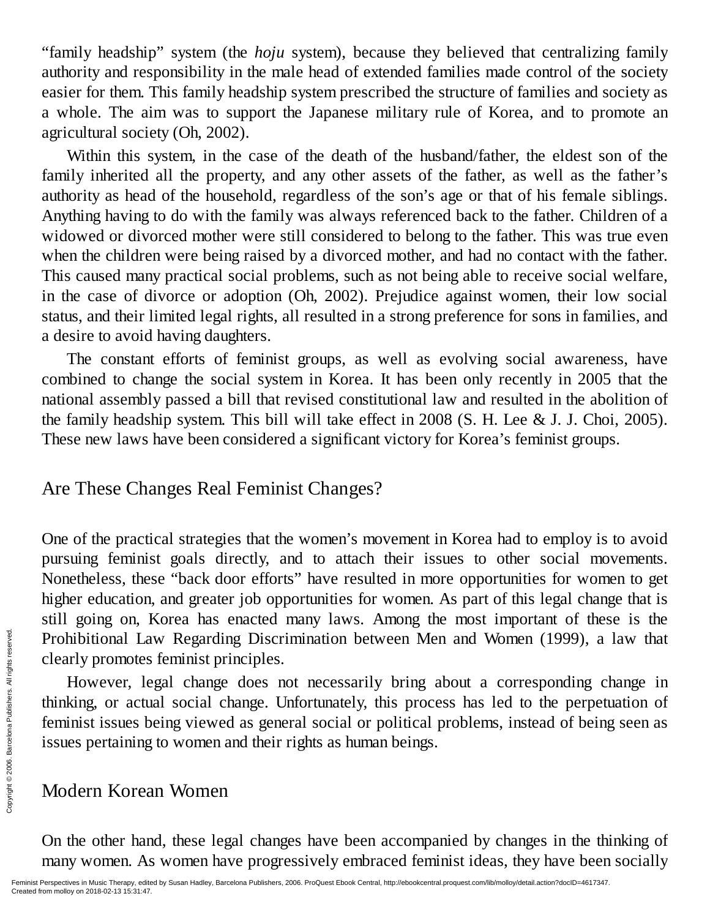"family headship" system (the *hoju* system), because they believed that centralizing family authority and responsibility in the male head of extended families made control of the society easier for them. This family headship system prescribed the structure of families and society as a whole. The aim was to support the Japanese military rule of Korea, and to promote an agricultural society (Oh, 2002).

Within this system, in the case of the death of the husband/father, the eldest son of the family inherited all the property, and any other assets of the father, as well as the father's authority as head of the household, regardless of the son's age or that of his female siblings. Anything having to do with the family was always referenced back to the father. Children of a widowed or divorced mother were still considered to belong to the father. This was true even when the children were being raised by a divorced mother, and had no contact with the father. This caused many practical social problems, such as not being able to receive social welfare, in the case of divorce or adoption (Oh, 2002). Prejudice against women, their low social status, and their limited legal rights, all resulted in a strong preference for sons in families, and a desire to avoid having daughters.

The constant efforts of feminist groups, as well as evolving social awareness, have combined to change the social system in Korea. It has been only recently in 2005 that the national assembly passed a bill that revised constitutional law and resulted in the abolition of the family headship system. This bill will take effect in 2008 (S. H. Lee & J. J. Choi, 2005). These new laws have been considered a significant victory for Korea's feminist groups.

## Are These Changes Real Feminist Changes?

One of the practical strategies that the women's movement in Korea had to employ is to avoid pursuing feminist goals directly, and to attach their issues to other social movements. Nonetheless, these "back door efforts" have resulted in more opportunities for women to get higher education, and greater job opportunities for women. As part of this legal change that is still going on, Korea has enacted many laws. Among the most important of these is the Prohibitional Law Regarding Discrimination between Men and Women (1999), a law that clearly promotes feminist principles.

However, legal change does not necessarily bring about a corresponding change in thinking, or actual social change. Unfortunately, this process has led to the perpetuation of feminist issues being viewed as general social or political problems, instead of being seen as issues pertaining to women and their rights as human beings.

## Modern Korean Women

On the other hand, these legal changes have been accompanied by changes in the thinking of many women. As women have progressively embraced feminist ideas, they have been socially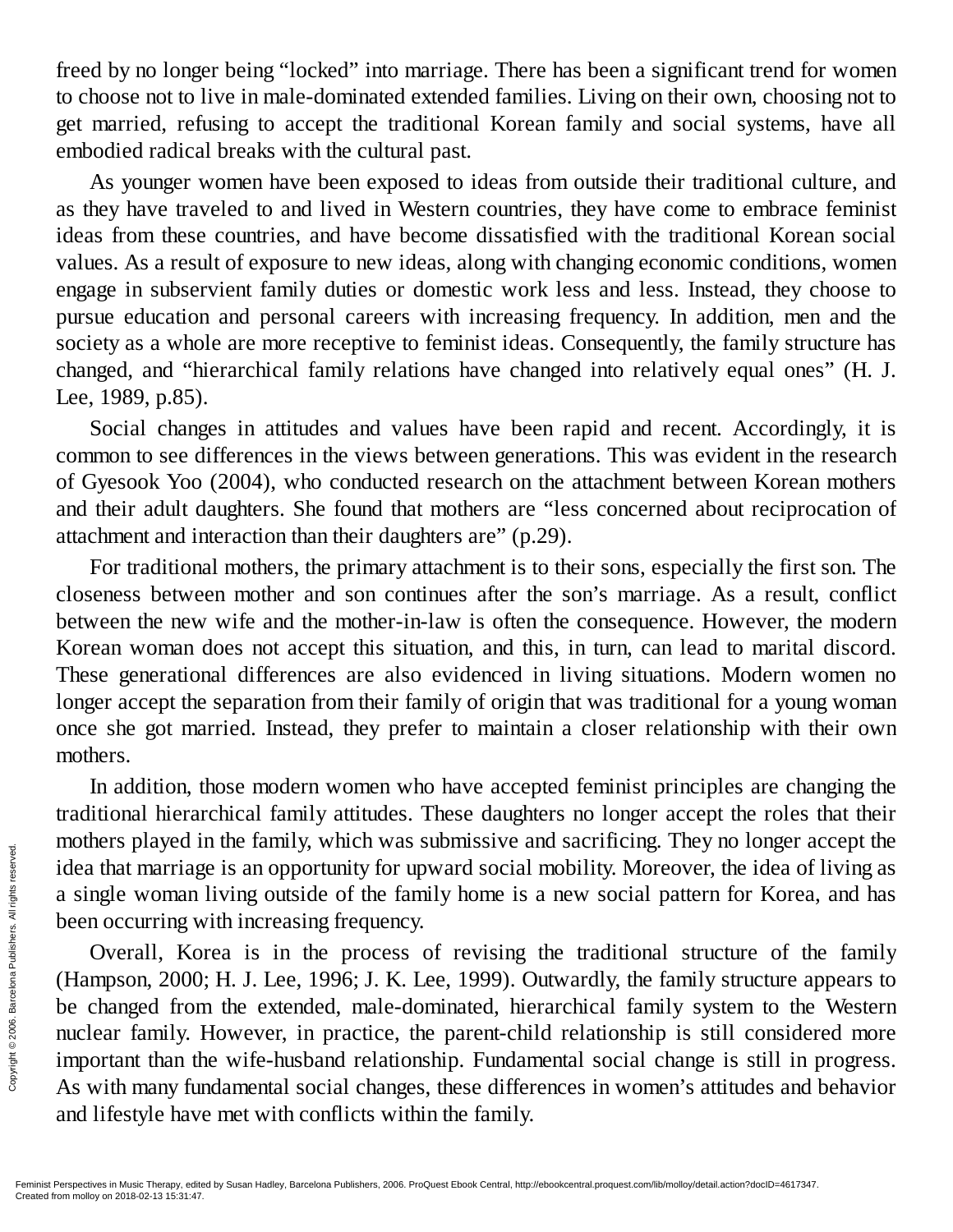freed by no longer being "locked" into marriage. There has been a significant trend for women to choose not to live in male-dominated extended families. Living on their own, choosing not to get married, refusing to accept the traditional Korean family and social systems, have all embodied radical breaks with the cultural past.

As younger women have been exposed to ideas from outside their traditional culture, and as they have traveled to and lived in Western countries, they have come to embrace feminist ideas from these countries, and have become dissatisfied with the traditional Korean social values. As a result of exposure to new ideas, along with changing economic conditions, women engage in subservient family duties or domestic work less and less. Instead, they choose to pursue education and personal careers with increasing frequency. In addition, men and the society as a whole are more receptive to feminist ideas. Consequently, the family structure has changed, and "hierarchical family relations have changed into relatively equal ones" (H. J. Lee, 1989, p.85).

Social changes in attitudes and values have been rapid and recent. Accordingly, it is common to see differences in the views between generations. This was evident in the research of Gyesook Yoo (2004), who conducted research on the attachment between Korean mothers and their adult daughters. She found that mothers are "less concerned about reciprocation of attachment and interaction than their daughters are" (p.29).

For traditional mothers, the primary attachment is to their sons, especially the first son. The closeness between mother and son continues after the son's marriage. As a result, conflict between the new wife and the mother-in-law is often the consequence. However, the modern Korean woman does not accept this situation, and this, in turn, can lead to marital discord. These generational differences are also evidenced in living situations. Modern women no longer accept the separation from their family of origin that was traditional for a young woman once she got married. Instead, they prefer to maintain a closer relationship with their own mothers.

In addition, those modern women who have accepted feminist principles are changing the traditional hierarchical family attitudes. These daughters no longer accept the roles that their mothers played in the family, which was submissive and sacrificing. They no longer accept the idea that marriage is an opportunity for upward social mobility. Moreover, the idea of living as a single woman living outside of the family home is a new social pattern for Korea, and has been occurring with increasing frequency.

Overall, Korea is in the process of revising the traditional structure of the family (Hampson, 2000; H. J. Lee, 1996; J. K. Lee, 1999). Outwardly, the family structure appears to be changed from the extended, male-dominated, hierarchical family system to the Western nuclear family. However, in practice, the parent-child relationship is still considered more important than the wife-husband relationship. Fundamental social change is still in progress. As with many fundamental social changes, these differences in women's attitudes and behavior and lifestyle have met with conflicts within the family.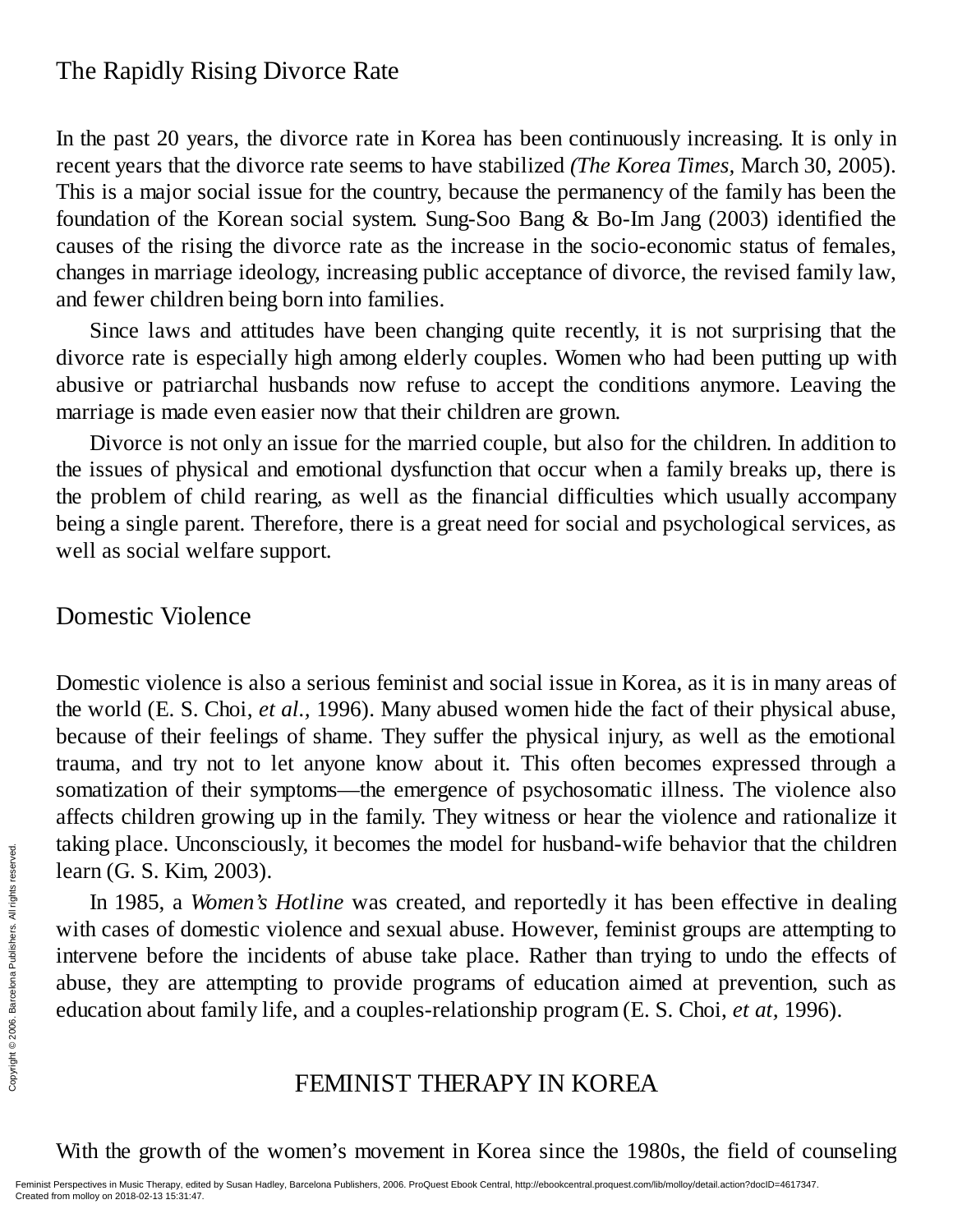## The Rapidly Rising Divorce Rate

In the past 20 years, the divorce rate in Korea has been continuously increasing. It is only in recent years that the divorce rate seems to have stabilized *(The Korea Times,* March 30, 2005). This is a major social issue for the country, because the permanency of the family has been the foundation of the Korean social system. Sung-Soo Bang & Bo-Im Jang (2003) identified the causes of the rising the divorce rate as the increase in the socio-economic status of females, changes in marriage ideology, increasing public acceptance of divorce, the revised family law, and fewer children being born into families.

Since laws and attitudes have been changing quite recently, it is not surprising that the divorce rate is especially high among elderly couples. Women who had been putting up with abusive or patriarchal husbands now refuse to accept the conditions anymore. Leaving the marriage is made even easier now that their children are grown.

Divorce is not only an issue for the married couple, but also for the children. In addition to the issues of physical and emotional dysfunction that occur when a family breaks up, there is the problem of child rearing, as well as the financial difficulties which usually accompany being a single parent. Therefore, there is a great need for social and psychological services, as well as social welfare support.

## Domestic Violence

Domestic violence is also a serious feminist and social issue in Korea, as it is in many areas of the world (E. S. Choi, *et al.,* 1996). Many abused women hide the fact of their physical abuse, because of their feelings of shame. They suffer the physical injury, as well as the emotional trauma, and try not to let anyone know about it. This often becomes expressed through a somatization of their symptoms—the emergence of psychosomatic illness. The violence also affects children growing up in the family. They witness or hear the violence and rationalize it taking place. Unconsciously, it becomes the model for husband-wife behavior that the children learn (G. S. Kim, 2003).

In 1985, a *Women's Hotline* was created, and reportedly it has been effective in dealing with cases of domestic violence and sexual abuse. However, feminist groups are attempting to intervene before the incidents of abuse take place. Rather than trying to undo the effects of abuse, they are attempting to provide programs of education aimed at prevention, such as education about family life, and a couples-relationship program (E. S. Choi, *et at,* 1996).

# FEMINIST THERAPY IN KOREA

With the growth of the women's movement in Korea since the 1980s, the field of counseling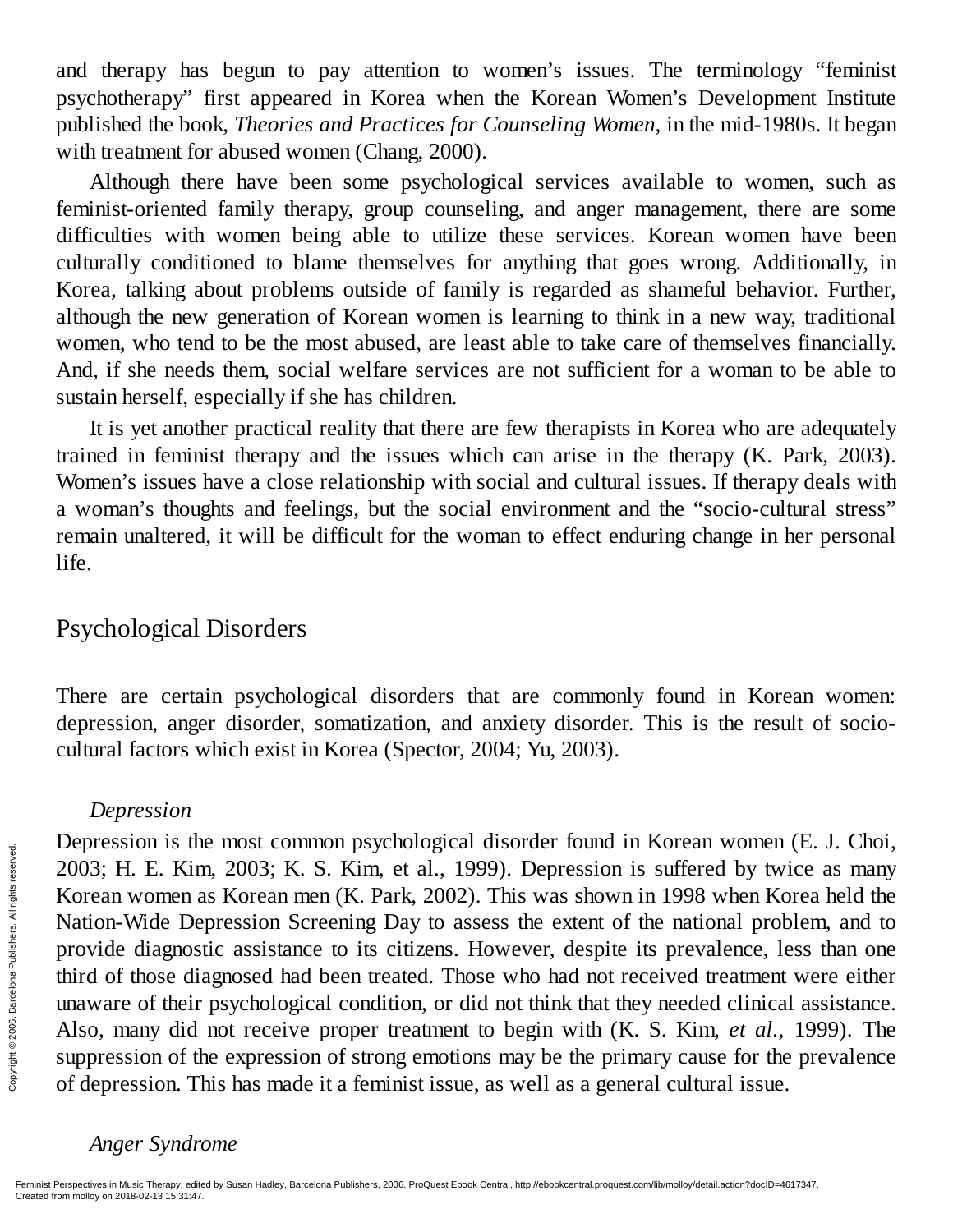and therapy has begun to pay attention to women's issues. The terminology "feminist psychotherapy" first appeared in Korea when the Korean Women's Development Institute published the book, *Theories and Practices for Counseling Women,* in the mid-1980s. It began with treatment for abused women (Chang, 2000).

Although there have been some psychological services available to women, such as feminist-oriented family therapy, group counseling, and anger management, there are some difficulties with women being able to utilize these services. Korean women have been culturally conditioned to blame themselves for anything that goes wrong. Additionally, in Korea, talking about problems outside of family is regarded as shameful behavior. Further, although the new generation of Korean women is learning to think in a new way, traditional women, who tend to be the most abused, are least able to take care of themselves financially. And, if she needs them, social welfare services are not sufficient for a woman to be able to sustain herself, especially if she has children.

It is yet another practical reality that there are few therapists in Korea who are adequately trained in feminist therapy and the issues which can arise in the therapy (K. Park, 2003). Women's issues have a close relationship with social and cultural issues. If therapy deals with a woman's thoughts and feelings, but the social environment and the "socio-cultural stress" remain unaltered, it will be difficult for the woman to effect enduring change in her personal life.

## Psychological Disorders

There are certain psychological disorders that are commonly found in Korean women: depression, anger disorder, somatization, and anxiety disorder. This is the result of socio-cultural factors which exist in Korea (Spector, 2004; Yu, 2003).

### *Depression*

Depression is the most common psychological disorder found in Korean women (E. J. Choi, 2003; H. E. Kim, 2003; K. S. Kim, et al., 1999). Depression is suffered by twice as many Korean women as Korean men (K. Park, 2002). This was shown in 1998 when Korea held the Nation-Wide Depression Screening Day to assess the extent of the national problem, and to provide diagnostic assistance to its citizens. However, despite its prevalence, less than one third of those diagnosed had been treated. Those who had not received treatment were either unaware of their psychological condition, or did not think that they needed clinical assistance. Also, many did not receive proper treatment to begin with (K. S. Kim, *et al.,* 1999). The suppression of the expression of strong emotions may be the primary cause for the prevalence of depression. This has made it a feminist issue, as well as a general cultural issue.

### *Anger Syndrome*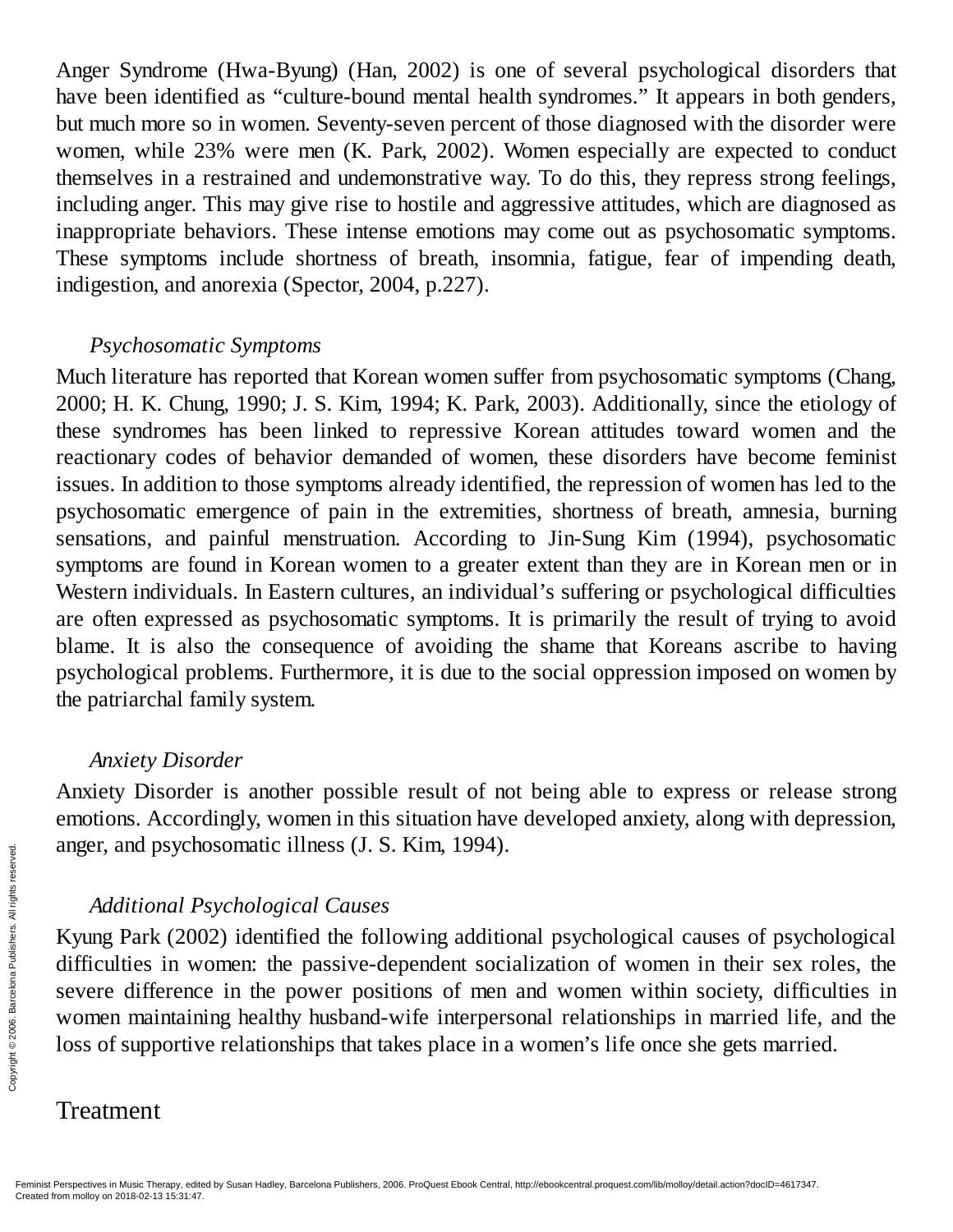Anger Syndrome (Hwa-Byung) (Han, 2002) is one of several psychological disorders that have been identified as "culture-bound mental health syndromes." It appears in both genders, but much more so in women. Seventy-seven percent of those diagnosed with the disorder were women, while 23% were men (K. Park, 2002). Women especially are expected to conduct themselves in a restrained and undemonstrative way. To do this, they repress strong feelings, including anger. This may give rise to hostile and aggressive attitudes, which are diagnosed as inappropriate behaviors. These intense emotions may come out as psychosomatic symptoms. These symptoms include shortness of breath, insomnia, fatigue, fear of impending death, indigestion, and anorexia (Spector, 2004, p.227).

### *Psychosomatic Symptoms*

Much literature has reported that Korean women suffer from psychosomatic symptoms (Chang, 2000; H. K. Chung, 1990; J. S. Kim, 1994; K. Park, 2003). Additionally, since the etiology of these syndromes has been linked to repressive Korean attitudes toward women and the reactionary codes of behavior demanded of women, these disorders have become feminist issues. In addition to those symptoms already identified, the repression of women has led to the psychosomatic emergence of pain in the extremities, shortness of breath, amnesia, burning sensations, and painful menstruation. According to Jin-Sung Kim (1994), psychosomatic symptoms are found in Korean women to a greater extent than they are in Korean men or in Western individuals. In Eastern cultures, an individual's suffering or psychological difficulties are often expressed as psychosomatic symptoms. It is primarily the result of trying to avoid blame. It is also the consequence of avoiding the shame that Koreans ascribe to having psychological problems. Furthermore, it is due to the social oppression imposed on women by the patriarchal family system.

### *Anxiety Disorder*

Anxiety Disorder is another possible result of not being able to express or release strong emotions. Accordingly, women in this situation have developed anxiety, along with depression, anger, and psychosomatic illness (J. S. Kim, 1994).

### *Additional Psychological Causes*

Kyung Park (2002) identified the following additional psychological causes of psychological difficulties in women: the passive-dependent socialization of women in their sex roles, the severe difference in the power positions of men and women within society, difficulties in women maintaining healthy husband-wife interpersonal relationships in married life, and the loss of supportive relationships that takes place in a women's life once she gets married.

## Treatment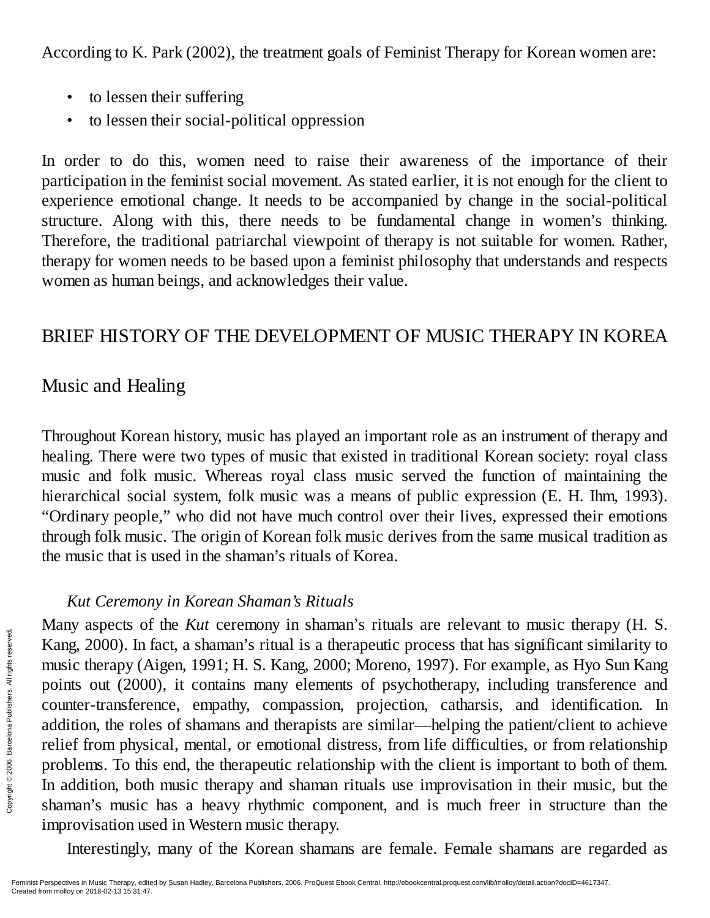According to K. Park (2002), the treatment goals of Feminist Therapy for Korean women are:

- to lessen their suffering
- to lessen their social-political oppression

In order to do this, women need to raise their awareness of the importance of their participation in the feminist social movement. As stated earlier, it is not enough for the client to experience emotional change. It needs to be accompanied by change in the social-political structure. Along with this, there needs to be fundamental change in women's thinking. Therefore, the traditional patriarchal viewpoint of therapy is not suitable for women. Rather, therapy for women needs to be based upon a feminist philosophy that understands and respects women as human beings, and acknowledges their value.

## BRIEF HISTORY OF THE DEVELOPMENT OF MUSIC THERAPY IN KOREA

### Music and Healing

Throughout Korean history, music has played an important role as an instrument of therapy and healing. There were two types of music that existed in traditional Korean society: royal class music and folk music. Whereas royal class music served the function of maintaining the hierarchical social system, folk music was a means of public expression (E. H. Ihm, 1993). "Ordinary people," who did not have much control over their lives, expressed their emotions through folk music. The origin of Korean folk music derives from the same musical tradition as the music that is used in the shaman's rituals of Korea.

#### *Kut Ceremony in Korean Shaman's Rituals*

Many aspects of the *Kut* ceremony in shaman's rituals are relevant to music therapy (H. S. Kang, 2000). In fact, a shaman's ritual is a therapeutic process that has significant similarity to music therapy (Aigen, 1991; H. S. Kang, 2000; Moreno, 1997). For example, as Hyo Sun Kang points out (2000), it contains many elements of psychotherapy, including transference and counter-transference, empathy, compassion, projection, catharsis, and identification. In addition, the roles of shamans and therapists are similar—helping the patient/client to achieve relief from physical, mental, or emotional distress, from life difficulties, or from relationship problems. To this end, the therapeutic relationship with the client is important to both of them. In addition, both music therapy and shaman rituals use improvisation in their music, but the shaman's music has a heavy rhythmic component, and is much freer in structure than the improvisation used in Western music therapy.

Interestingly, many of the Korean shamans are female. Female shamans are regarded as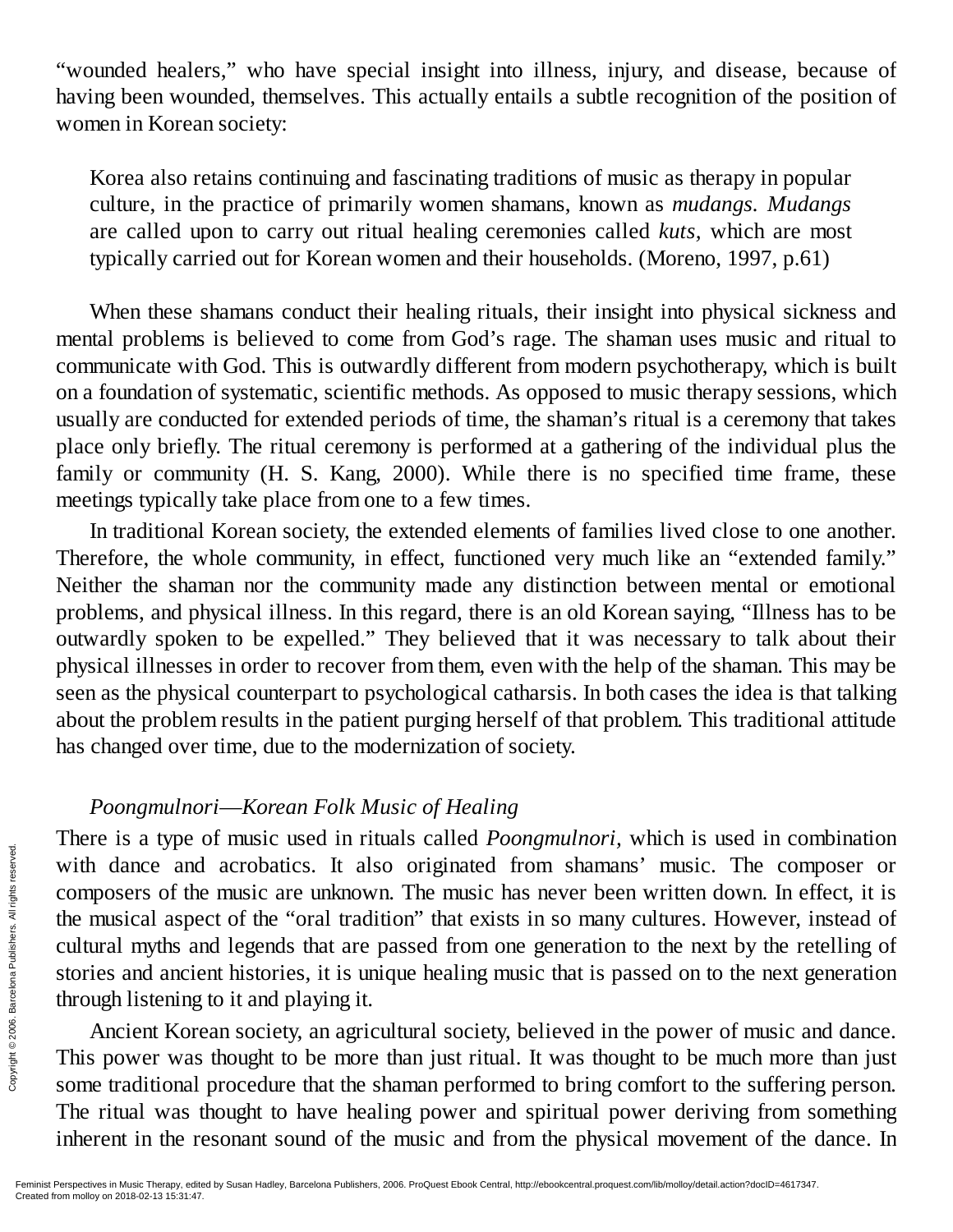"wounded healers," who have special insight into illness, injury, and disease, because of having been wounded, themselves. This actually entails a subtle recognition of the position of women in Korean society:

> Korea also retains continuing and fascinating traditions of music as therapy in popular culture, in the practice of primarily women shamans, known as *mudangs. Mudangs* are called upon to carry out ritual healing ceremonies called *kuts,* which are most typically carried out for Korean women and their households. (Moreno, 1997, p.61)

When these shamans conduct their healing rituals, their insight into physical sickness and mental problems is believed to come from God's rage. The shaman uses music and ritual to communicate with God. This is outwardly different from modern psychotherapy, which is built on a foundation of systematic, scientific methods. As opposed to music therapy sessions, which usually are conducted for extended periods of time, the shaman's ritual is a ceremony that takes place only briefly. The ritual ceremony is performed at a gathering of the individual plus the family or community (H. S. Kang, 2000). While there is no specified time frame, these meetings typically take place from one to a few times.

In traditional Korean society, the extended elements of families lived close to one another. Therefore, the whole community, in effect, functioned very much like an "extended family." Neither the shaman nor the community made any distinction between mental or emotional problems, and physical illness. In this regard, there is an old Korean saying, "Illness has to be outwardly spoken to be expelled." They believed that it was necessary to talk about their physical illnesses in order to recover from them, even with the help of the shaman. This may be seen as the physical counterpart to psychological catharsis. In both cases the idea is that talking about the problem results in the patient purging herself of that problem. This traditional attitude has changed over time, due to the modernization of society.

### *Poongmulnori—Korean Folk Music of Healing*

There is a type of music used in rituals called *Poongmulnori,* which is used in combination with dance and acrobatics. It also originated from shamans' music. The composer or composers of the music are unknown. The music has never been written down. In effect, it is the musical aspect of the "oral tradition" that exists in so many cultures. However, instead of cultural myths and legends that are passed from one generation to the next by the retelling of stories and ancient histories, it is unique healing music that is passed on to the next generation through listening to it and playing it.

Ancient Korean society, an agricultural society, believed in the power of music and dance. This power was thought to be more than just ritual. It was thought to be much more than just some traditional procedure that the shaman performed to bring comfort to the suffering person. The ritual was thought to have healing power and spiritual power deriving from something inherent in the resonant sound of the music and from the physical movement of the dance. In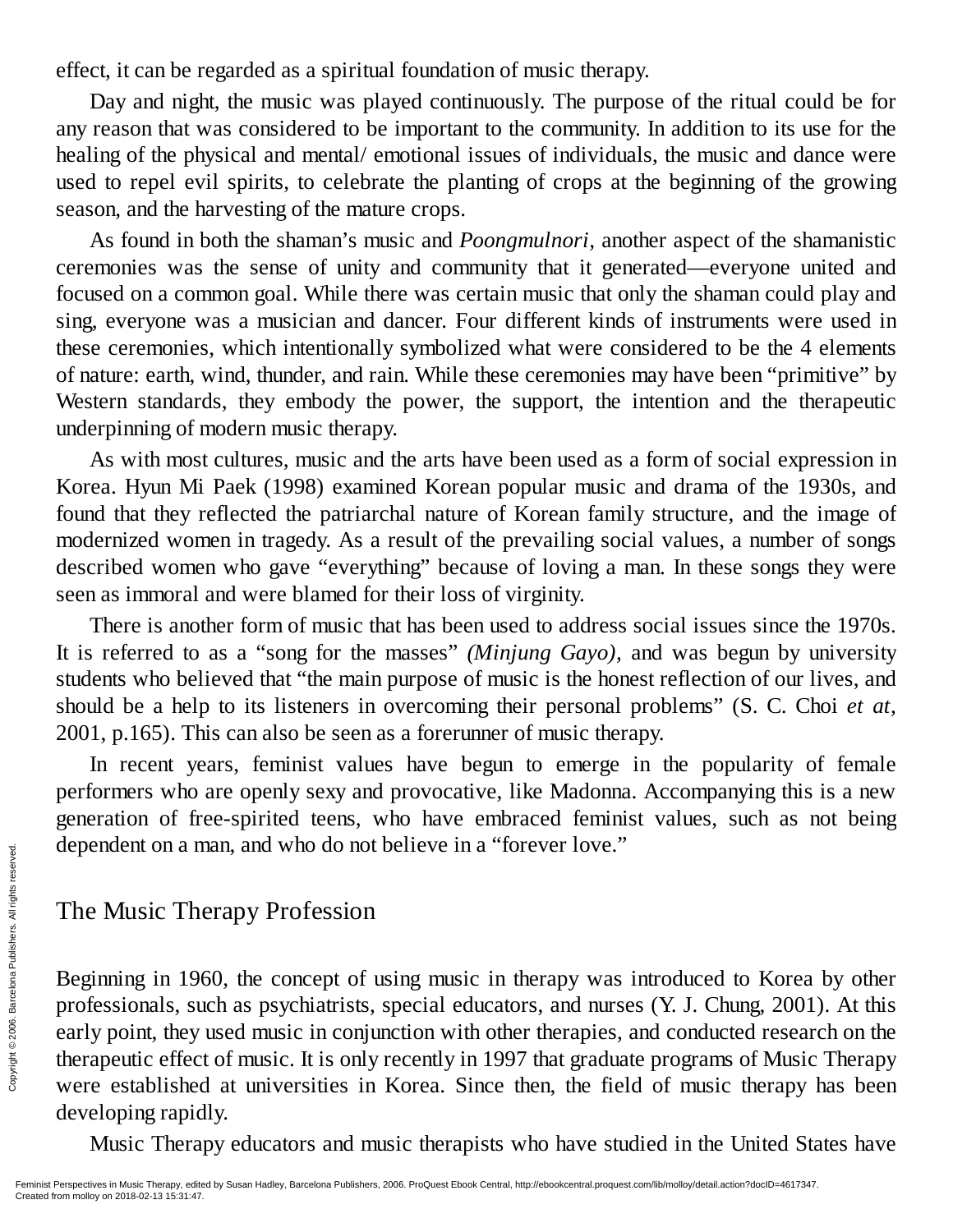effect, it can be regarded as a spiritual foundation of music therapy.

Day and night, the music was played continuously. The purpose of the ritual could be for any reason that was considered to be important to the community. In addition to its use for the healing of the physical and mental/ emotional issues of individuals, the music and dance were used to repel evil spirits, to celebrate the planting of crops at the beginning of the growing season, and the harvesting of the mature crops.

As found in both the shaman's music and *Poongmulnori,* another aspect of the shamanistic ceremonies was the sense of unity and community that it generated—everyone united and focused on a common goal. While there was certain music that only the shaman could play and sing, everyone was a musician and dancer. Four different kinds of instruments were used in these ceremonies, which intentionally symbolized what were considered to be the 4 elements of nature: earth, wind, thunder, and rain. While these ceremonies may have been "primitive" by Western standards, they embody the power, the support, the intention and the therapeutic underpinning of modern music therapy.

As with most cultures, music and the arts have been used as a form of social expression in Korea. Hyun Mi Paek (1998) examined Korean popular music and drama of the 1930s, and found that they reflected the patriarchal nature of Korean family structure, and the image of modernized women in tragedy. As a result of the prevailing social values, a number of songs described women who gave "everything" because of loving a man. In these songs they were seen as immoral and were blamed for their loss of virginity.

There is another form of music that has been used to address social issues since the 1970s. It is referred to as a "song for the masses" *(Minjung Gayo),* and was begun by university students who believed that "the main purpose of music is the honest reflection of our lives, and should be a help to its listeners in overcoming their personal problems" (S. C. Choi *et at,* 2001, p.165). This can also be seen as a forerunner of music therapy.

In recent years, feminist values have begun to emerge in the popularity of female performers who are openly sexy and provocative, like Madonna. Accompanying this is a new generation of free-spirited teens, who have embraced feminist values, such as not being dependent on a man, and who do not believe in a "forever love."

## The Music Therapy Profession

Beginning in 1960, the concept of using music in therapy was introduced to Korea by other professionals, such as psychiatrists, special educators, and nurses (Y. J. Chung, 2001). At this early point, they used music in conjunction with other therapies, and conducted research on the therapeutic effect of music. It is only recently in 1997 that graduate programs of Music Therapy were established at universities in Korea. Since then, the field of music therapy has been developing rapidly.

Music Therapy educators and music therapists who have studied in the United States have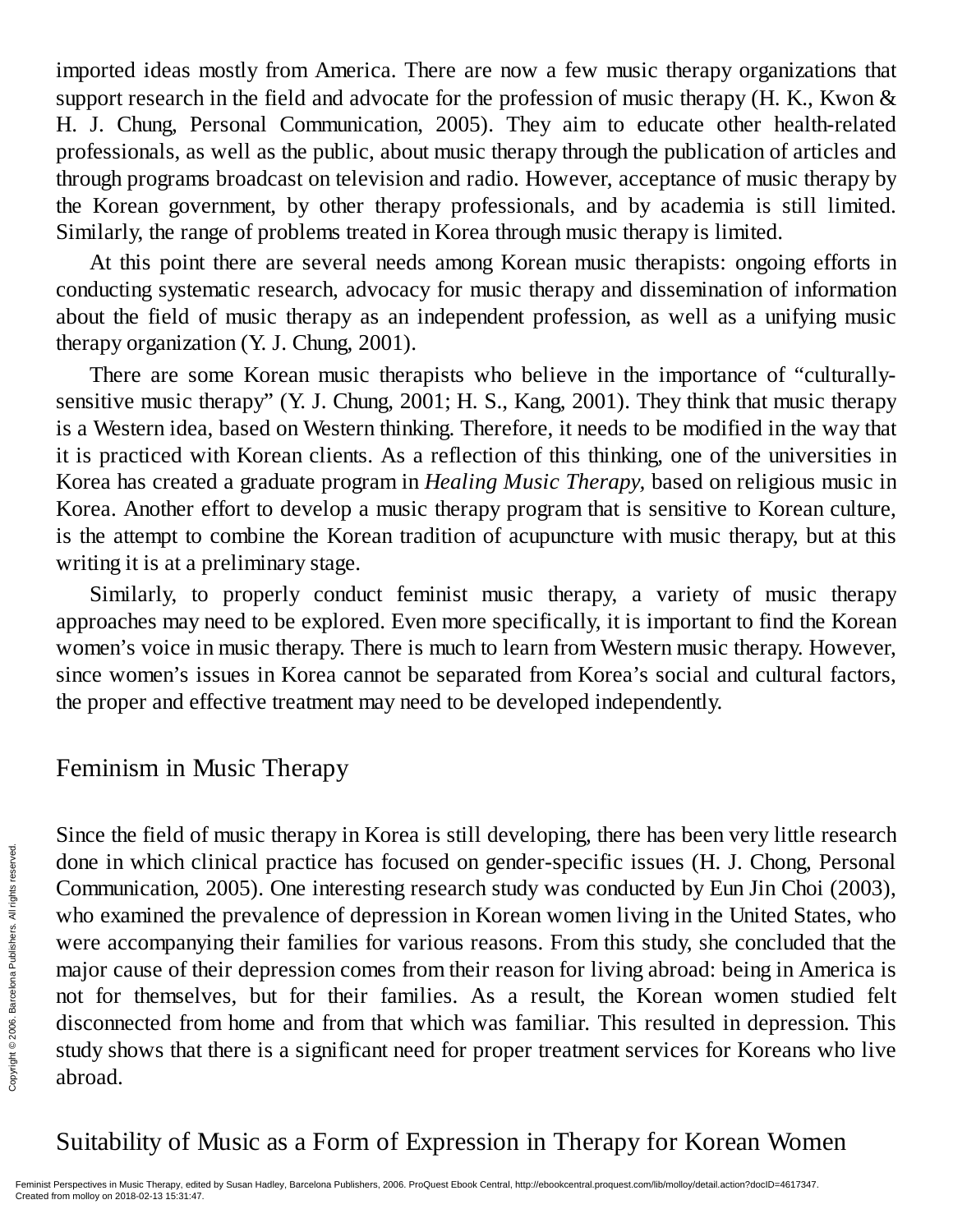imported ideas mostly from America. There are now a few music therapy organizations that support research in the field and advocate for the profession of music therapy (H. K., Kwon & H. J. Chung, Personal Communication, 2005). They aim to educate other health-related professionals, as well as the public, about music therapy through the publication of articles and through programs broadcast on television and radio. However, acceptance of music therapy by the Korean government, by other therapy professionals, and by academia is still limited. Similarly, the range of problems treated in Korea through music therapy is limited.

At this point there are several needs among Korean music therapists: ongoing efforts in conducting systematic research, advocacy for music therapy and dissemination of information about the field of music therapy as an independent profession, as well as a unifying music therapy organization (Y. J. Chung, 2001).

There are some Korean music therapists who believe in the importance of "culturally-sensitive music therapy" (Y. J. Chung, 2001; H. S., Kang, 2001). They think that music therapy is a Western idea, based on Western thinking. Therefore, it needs to be modified in the way that it is practiced with Korean clients. As a reflection of this thinking, one of the universities in Korea has created a graduate program in *Healing Music Therapy,* based on religious music in Korea. Another effort to develop a music therapy program that is sensitive to Korean culture, is the attempt to combine the Korean tradition of acupuncture with music therapy, but at this writing it is at a preliminary stage.

Similarly, to properly conduct feminist music therapy, a variety of music therapy approaches may need to be explored. Even more specifically, it is important to find the Korean women's voice in music therapy. There is much to learn from Western music therapy. However, since women's issues in Korea cannot be separated from Korea's social and cultural factors, the proper and effective treatment may need to be developed independently.

## Feminism in Music Therapy

Since the field of music therapy in Korea is still developing, there has been very little research done in which clinical practice has focused on gender-specific issues (H. J. Chong, Personal Communication, 2005). One interesting research study was conducted by Eun Jin Choi (2003), who examined the prevalence of depression in Korean women living in the United States, who were accompanying their families for various reasons. From this study, she concluded that the major cause of their depression comes from their reason for living abroad: being in America is not for themselves, but for their families. As a result, the Korean women studied felt disconnected from home and from that which was familiar. This resulted in depression. This study shows that there is a significant need for proper treatment services for Koreans who live abroad.

## Suitability of Music as a Form of Expression in Therapy for Korean Women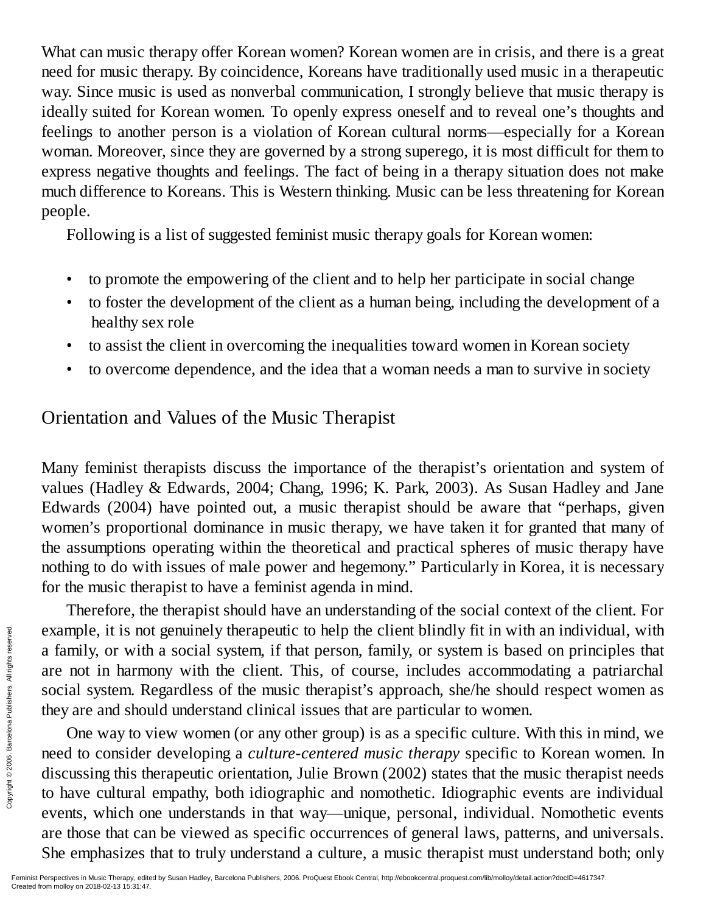What can music therapy offer Korean women? Korean women are in crisis, and there is a great need for music therapy. By coincidence, Koreans have traditionally used music in a therapeutic way. Since music is used as nonverbal communication, I strongly believe that music therapy is ideally suited for Korean women. To openly express oneself and to reveal one's thoughts and feelings to another person is a violation of Korean cultural norms—especially for a Korean woman. Moreover, since they are governed by a strong superego, it is most difficult for them to express negative thoughts and feelings. The fact of being in a therapy situation does not make much difference to Koreans. This is Western thinking. Music can be less threatening for Korean people.

Following is a list of suggested feminist music therapy goals for Korean women:

- to promote the empowering of the client and to help her participate in social change
- to foster the development of the client as a human being, including the development of a healthy sex role
- to assist the client in overcoming the inequalities toward women in Korean society
- to overcome dependence, and the idea that a woman needs a man to survive in society

## Orientation and Values of the Music Therapist

Many feminist therapists discuss the importance of the therapist's orientation and system of values (Hadley & Edwards, 2004; Chang, 1996; K. Park, 2003). As Susan Hadley and Jane Edwards (2004) have pointed out, a music therapist should be aware that "perhaps, given women's proportional dominance in music therapy, we have taken it for granted that many of the assumptions operating within the theoretical and practical spheres of music therapy have nothing to do with issues of male power and hegemony." Particularly in Korea, it is necessary for the music therapist to have a feminist agenda in mind.

Therefore, the therapist should have an understanding of the social context of the client. For example, it is not genuinely therapeutic to help the client blindly fit in with an individual, with a family, or with a social system, if that person, family, or system is based on principles that are not in harmony with the client. This, of course, includes accommodating a patriarchal social system. Regardless of the music therapist's approach, she/he should respect women as they are and should understand clinical issues that are particular to women.

One way to view women (or any other group) is as a specific culture. With this in mind, we need to consider developing a *culture-centered music therapy* specific to Korean women. In discussing this therapeutic orientation, Julie Brown (2002) states that the music therapist needs to have cultural empathy, both idiographic and nomothetic. Idiographic events are individual events, which one understands in that way—unique, personal, individual. Nomothetic events are those that can be viewed as specific occurrences of general laws, patterns, and universals. She emphasizes that to truly understand a culture, a music therapist must understand both; only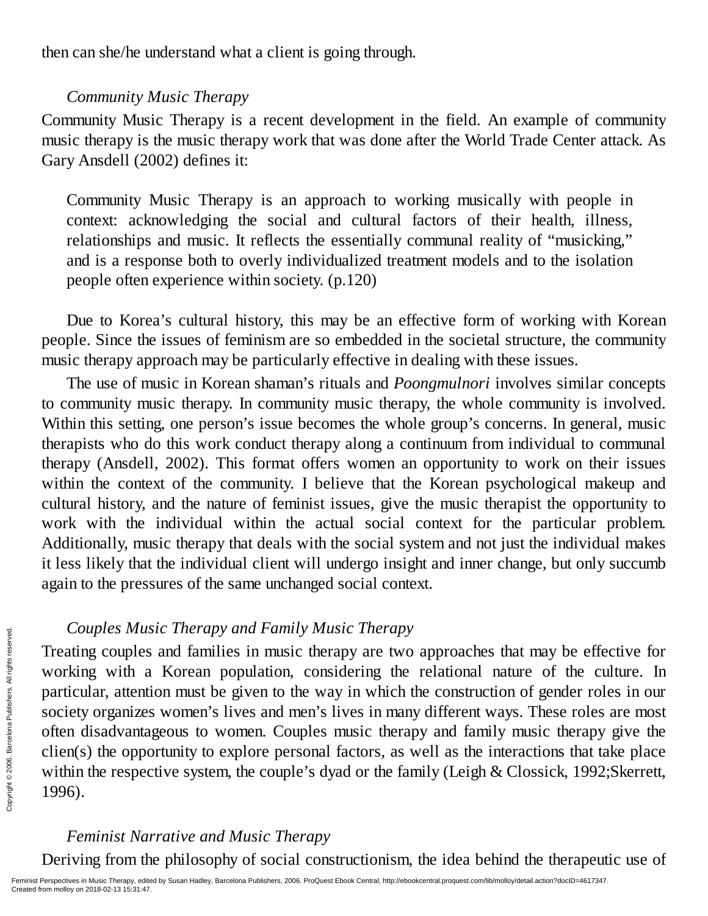then can she/he understand what a client is going through.

### *Community Music Therapy*

Community Music Therapy is a recent development in the field. An example of community music therapy is the music therapy work that was done after the World Trade Center attack. As Gary Ansdell (2002) defines it:

> Community Music Therapy is an approach to working musically with people in context: acknowledging the social and cultural factors of their health, illness, relationships and music. It reflects the essentially communal reality of "musicking," and is a response both to overly individualized treatment models and to the isolation people often experience within society. (p.120)

Due to Korea's cultural history, this may be an effective form of working with Korean people. Since the issues of feminism are so embedded in the societal structure, the community music therapy approach may be particularly effective in dealing with these issues.

The use of music in Korean shaman's rituals and *Poongmulnori* involves similar concepts to community music therapy. In community music therapy, the whole community is involved. Within this setting, one person's issue becomes the whole group's concerns. In general, music therapists who do this work conduct therapy along a continuum from individual to communal therapy (Ansdell, 2002). This format offers women an opportunity to work on their issues within the context of the community. I believe that the Korean psychological makeup and cultural history, and the nature of feminist issues, give the music therapist the opportunity to work with the individual within the actual social context for the particular problem. Additionally, music therapy that deals with the social system and not just the individual makes it less likely that the individual client will undergo insight and inner change, but only succumb again to the pressures of the same unchanged social context.

### *Couples Music Therapy and Family Music Therapy*

Treating couples and families in music therapy are two approaches that may be effective for working with a Korean population, considering the relational nature of the culture. In particular, attention must be given to the way in which the construction of gender roles in our society organizes women's lives and men's lives in many different ways. These roles are most often disadvantageous to women. Couples music therapy and family music therapy give the clien(s) the opportunity to explore personal factors, as well as the interactions that take place within the respective system, the couple's dyad or the family (Leigh & Clossick, 1992;Skerrett, 1996).

### *Feminist Narrative and Music Therapy*

Deriving from the philosophy of social constructionism, the idea behind the therapeutic use of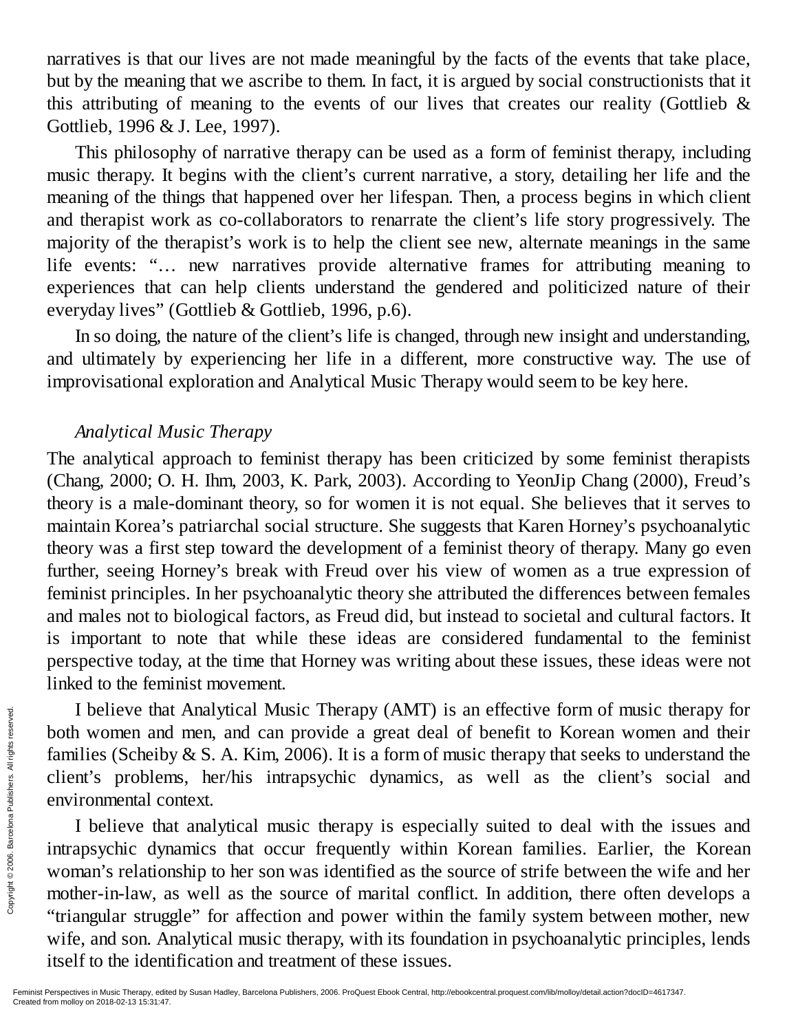narratives is that our lives are not made meaningful by the facts of the events that take place, but by the meaning that we ascribe to them. In fact, it is argued by social constructionists that it this attributing of meaning to the events of our lives that creates our reality (Gottlieb & Gottlieb, 1996 & J. Lee, 1997).

This philosophy of narrative therapy can be used as a form of feminist therapy, including music therapy. It begins with the client's current narrative, a story, detailing her life and the meaning of the things that happened over her lifespan. Then, a process begins in which client and therapist work as co-collaborators to renarrate the client's life story progressively. The majority of the therapist's work is to help the client see new, alternate meanings in the same life events: "… new narratives provide alternative frames for attributing meaning to experiences that can help clients understand the gendered and politicized nature of their everyday lives" (Gottlieb & Gottlieb, 1996, p.6).

In so doing, the nature of the client's life is changed, through new insight and understanding, and ultimately by experiencing her life in a different, more constructive way. The use of improvisational exploration and Analytical Music Therapy would seem to be key here.

*Analytical Music Therapy*

The analytical approach to feminist therapy has been criticized by some feminist therapists (Chang, 2000; O. H. Ihm, 2003, K. Park, 2003). According to YeonJip Chang (2000), Freud's theory is a male-dominant theory, so for women it is not equal. She believes that it serves to maintain Korea's patriarchal social structure. She suggests that Karen Horney's psychoanalytic theory was a first step toward the development of a feminist theory of therapy. Many go even further, seeing Horney's break with Freud over his view of women as a true expression of feminist principles. In her psychoanalytic theory she attributed the differences between females and males not to biological factors, as Freud did, but instead to societal and cultural factors. It is important to note that while these ideas are considered fundamental to the feminist perspective today, at the time that Horney was writing about these issues, these ideas were not linked to the feminist movement.

I believe that Analytical Music Therapy (AMT) is an effective form of music therapy for both women and men, and can provide a great deal of benefit to Korean women and their families (Scheiby & S. A. Kim, 2006). It is a form of music therapy that seeks to understand the client's problems, her/his intrapsychic dynamics, as well as the client's social and environmental context.

I believe that analytical music therapy is especially suited to deal with the issues and intrapsychic dynamics that occur frequently within Korean families. Earlier, the Korean woman's relationship to her son was identified as the source of strife between the wife and her mother-in-law, as well as the source of marital conflict. In addition, there often develops a "triangular struggle" for affection and power within the family system between mother, new wife, and son. Analytical music therapy, with its foundation in psychoanalytic principles, lends itself to the identification and treatment of these issues.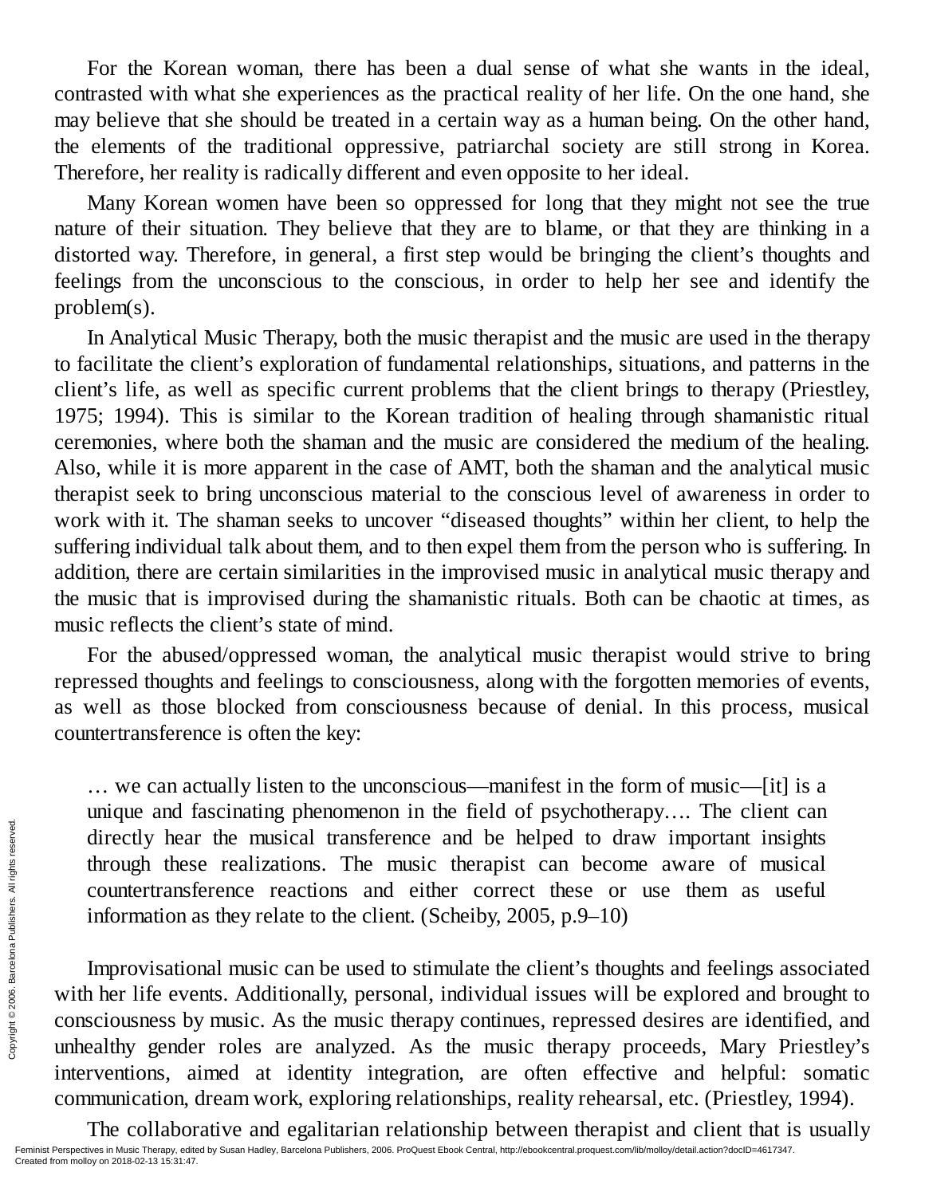For the Korean woman, there has been a dual sense of what she wants in the ideal, contrasted with what she experiences as the practical reality of her life. On the one hand, she may believe that she should be treated in a certain way as a human being. On the other hand, the elements of the traditional oppressive, patriarchal society are still strong in Korea. Therefore, her reality is radically different and even opposite to her ideal.

Many Korean women have been so oppressed for long that they might not see the true nature of their situation. They believe that they are to blame, or that they are thinking in a distorted way. Therefore, in general, a first step would be bringing the client's thoughts and feelings from the unconscious to the conscious, in order to help her see and identify the problem(s).

In Analytical Music Therapy, both the music therapist and the music are used in the therapy to facilitate the client's exploration of fundamental relationships, situations, and patterns in the client's life, as well as specific current problems that the client brings to therapy (Priestley, 1975; 1994). This is similar to the Korean tradition of healing through shamanistic ritual ceremonies, where both the shaman and the music are considered the medium of the healing. Also, while it is more apparent in the case of AMT, both the shaman and the analytical music therapist seek to bring unconscious material to the conscious level of awareness in order to work with it. The shaman seeks to uncover "diseased thoughts" within her client, to help the suffering individual talk about them, and to then expel them from the person who is suffering. In addition, there are certain similarities in the improvised music in analytical music therapy and the music that is improvised during the shamanistic rituals. Both can be chaotic at times, as music reflects the client's state of mind.

For the abused/oppressed woman, the analytical music therapist would strive to bring repressed thoughts and feelings to consciousness, along with the forgotten memories of events, as well as those blocked from consciousness because of denial. In this process, musical countertransference is often the key:

> … we can actually listen to the unconscious—manifest in the form of music—[it] is a unique and fascinating phenomenon in the field of psychotherapy…. The client can directly hear the musical transference and be helped to draw important insights through these realizations. The music therapist can become aware of musical countertransference reactions and either correct these or use them as useful information as they relate to the client. (Scheiby, 2005, p.9–10)

Improvisational music can be used to stimulate the client's thoughts and feelings associated with her life events. Additionally, personal, individual issues will be explored and brought to consciousness by music. As the music therapy continues, repressed desires are identified, and unhealthy gender roles are analyzed. As the music therapy proceeds, Mary Priestley's interventions, aimed at identity integration, are often effective and helpful: somatic communication, dream work, exploring relationships, reality rehearsal, etc. (Priestley, 1994).

The collaborative and egalitarian relationship between therapist and client that is usually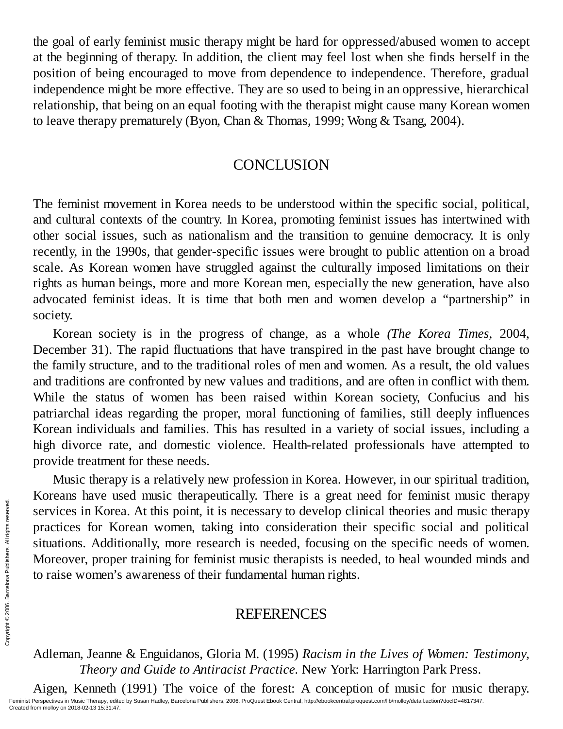the goal of early feminist music therapy might be hard for oppressed/abused women to accept at the beginning of therapy. In addition, the client may feel lost when she finds herself in the position of being encouraged to move from dependence to independence. Therefore, gradual independence might be more effective. They are so used to being in an oppressive, hierarchical relationship, that being on an equal footing with the therapist might cause many Korean women to leave therapy prematurely (Byon, Chan & Thomas, 1999; Wong & Tsang, 2004).

## CONCLUSION

The feminist movement in Korea needs to be understood within the specific social, political, and cultural contexts of the country. In Korea, promoting feminist issues has intertwined with other social issues, such as nationalism and the transition to genuine democracy. It is only recently, in the 1990s, that gender-specific issues were brought to public attention on a broad scale. As Korean women have struggled against the culturally imposed limitations on their rights as human beings, more and more Korean men, especially the new generation, have also advocated feminist ideas. It is time that both men and women develop a "partnership" in society.

Korean society is in the progress of change, as a whole *(The Korea Times,* 2004, December 31). The rapid fluctuations that have transpired in the past have brought change to the family structure, and to the traditional roles of men and women. As a result, the old values and traditions are confronted by new values and traditions, and are often in conflict with them. While the status of women has been raised within Korean society, Confucius and his patriarchal ideas regarding the proper, moral functioning of families, still deeply influences Korean individuals and families. This has resulted in a variety of social issues, including a high divorce rate, and domestic violence. Health-related professionals have attempted to provide treatment for these needs.

Music therapy is a relatively new profession in Korea. However, in our spiritual tradition, Koreans have used music therapeutically. There is a great need for feminist music therapy services in Korea. At this point, it is necessary to develop clinical theories and music therapy practices for Korean women, taking into consideration their specific social and political situations. Additionally, more research is needed, focusing on the specific needs of women. Moreover, proper training for feminist music therapists is needed, to heal wounded minds and to raise women's awareness of their fundamental human rights.

## REFERENCES

Adleman, Jeanne & Enguidanos, Gloria M. (1995) *Racism in the Lives of Women: Testimony, Theory and Guide to Antiracist Practice.* New York: Harrington Park Press.

Aigen, Kenneth (1991) The voice of the forest: A conception of music for music therapy.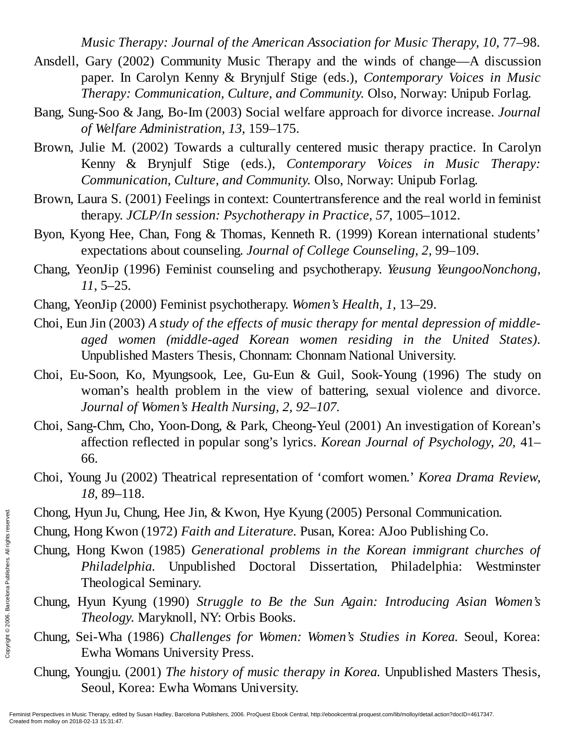*Music Therapy: Journal of the American Association for Music Therapy, 10,* 77–98.

Ansdell, Gary (2002) Community Music Therapy and the winds of change—A discussion paper. In Carolyn Kenny & Brynjulf Stige (eds.), *Contemporary Voices in Music Therapy: Communication, Culture, and Community.* Olso, Norway: Unipub Forlag.

Bang, Sung-Soo & Jang, Bo-Im (2003) Social welfare approach for divorce increase. *Journal of Welfare Administration, 13,* 159–175.

Brown, Julie M. (2002) Towards a culturally centered music therapy practice. In Carolyn Kenny & Brynjulf Stige (eds.), *Contemporary Voices in Music Therapy: Communication, Culture, and Community.* Olso, Norway: Unipub Forlag.

Brown, Laura S. (2001) Feelings in context: Countertransference and the real world in feminist therapy. *JCLP/In session: Psychotherapy in Practice, 57,* 1005–1012.

Byon, Kyong Hee, Chan, Fong & Thomas, Kenneth R. (1999) Korean international students' expectations about counseling. *Journal of College Counseling, 2,* 99–109.

Chang, YeonJip (1996) Feminist counseling and psychotherapy. *Yeusung YeungooNonchong, 11,* 5–25.

Chang, YeonJip (2000) Feminist psychotherapy. *Women's Health, 1,* 13–29.

Choi, Eun Jin (2003) *A study of the effects of music therapy for mental depression of middle-aged women (middle-aged Korean women residing in the United States).* Unpublished Masters Thesis, Chonnam: Chonnam National University.

Choi, Eu-Soon, Ko, Myungsook, Lee, Gu-Eun & Guil, Sook-Young (1996) The study on woman's health problem in the view of battering, sexual violence and divorce. *Journal of Women's Health Nursing, 2, 92–107.*

Choi, Sang-Chm, Cho, Yoon-Dong, & Park, Cheong-Yeul (2001) An investigation of Korean's affection reflected in popular song's lyrics. *Korean Journal of Psychology, 20,* 41–66.

Choi, Young Ju (2002) Theatrical representation of 'comfort women.' *Korea Drama Review, 18,* 89–118.

Chong, Hyun Ju, Chung, Hee Jin, & Kwon, Hye Kyung (2005) Personal Communication.

Chung, Hong Kwon (1972) *Faith and Literature.* Pusan, Korea: AJoo Publishing Co.

Chung, Hong Kwon (1985) *Generational problems in the Korean immigrant churches of Philadelphia.* Unpublished Doctoral Dissertation, Philadelphia: Westminster Theological Seminary.

Chung, Hyun Kyung (1990) *Struggle to Be the Sun Again: Introducing Asian Women's Theology.* Maryknoll, NY: Orbis Books.

Chung, Sei-Wha (1986) *Challenges for Women: Women's Studies in Korea.* Seoul, Korea: Ewha Womans University Press.

Chung, Youngju. (2001) *The history of music therapy in Korea.* Unpublished Masters Thesis, Seoul, Korea: Ewha Womans University.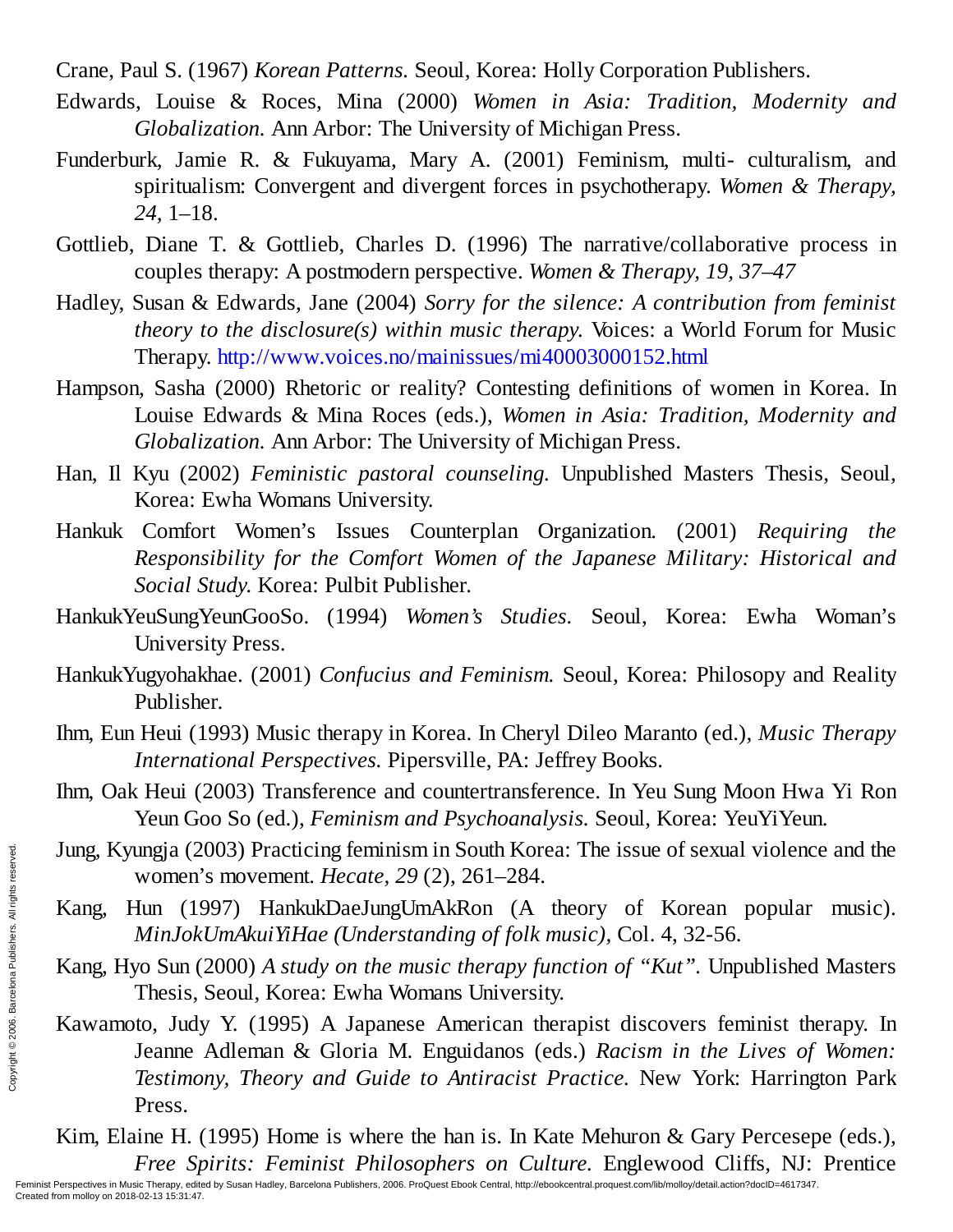Crane, Paul S. (1967) *Korean Patterns.* Seoul, Korea: Holly Corporation Publishers.

Edwards, Louise & Roces, Mina (2000) *Women in Asia: Tradition, Modernity and Globalization.* Ann Arbor: The University of Michigan Press.

Funderburk, Jamie R. & Fukuyama, Mary A. (2001) Feminism, multi- culturalism, and spiritualism: Convergent and divergent forces in psychotherapy. *Women & Therapy, 24,* 1–18.

Gottlieb, Diane T. & Gottlieb, Charles D. (1996) The narrative/collaborative process in couples therapy: A postmodern perspective. *Women & Therapy, 19, 37–47*

Hadley, Susan & Edwards, Jane (2004) *Sorry for the silence: A contribution from feminist theory to the disclosure(s) within music therapy.* Voices: a World Forum for Music Therapy. http://www.voices.no/mainissues/mi40003000152.html

Hampson, Sasha (2000) Rhetoric or reality? Contesting definitions of women in Korea. In Louise Edwards & Mina Roces (eds.), *Women in Asia: Tradition, Modernity and Globalization.* Ann Arbor: The University of Michigan Press.

Han, Il Kyu (2002) *Feministic pastoral counseling.* Unpublished Masters Thesis, Seoul, Korea: Ewha Womans University.

Hankuk Comfort Women's Issues Counterplan Organization. (2001) *Requiring the Responsibility for the Comfort Women of the Japanese Military: Historical and Social Study.* Korea: Pulbit Publisher.

HankukYeuSungYeunGooSo. (1994) *Women's Studies.* Seoul, Korea: Ewha Woman's University Press.

HankukYugyohakhae. (2001) *Confucius and Feminism.* Seoul, Korea: Philosopy and Reality Publisher.

Ihm, Eun Heui (1993) Music therapy in Korea. In Cheryl Dileo Maranto (ed.), *Music Therapy International Perspectives.* Pipersville, PA: Jeffrey Books.

Ihm, Oak Heui (2003) Transference and countertransference. In Yeu Sung Moon Hwa Yi Ron Yeun Goo So (ed.), *Feminism and Psychoanalysis.* Seoul, Korea: YeuYiYeun.

Jung, Kyungja (2003) Practicing feminism in South Korea: The issue of sexual violence and the women's movement. *Hecate, 29* (2), 261–284.

Kang, Hun (1997) HankukDaeJungUmAkRon (A theory of Korean popular music). *MinJokUmAkuiYiHae (Understanding of folk music),* Col. 4, 32-56.

Kang, Hyo Sun (2000) *A study on the music therapy function of "Kut".* Unpublished Masters Thesis, Seoul, Korea: Ewha Womans University.

Kawamoto, Judy Y. (1995) A Japanese American therapist discovers feminist therapy. In Jeanne Adleman & Gloria M. Enguidanos (eds.) *Racism in the Lives of Women: Testimony, Theory and Guide to Antiracist Practice.* New York: Harrington Park Press.

Kim, Elaine H. (1995) Home is where the han is. In Kate Mehuron & Gary Percesepe (eds.), *Free Spirits: Feminist Philosophers on Culture.* Englewood Cliffs, NJ: Prentice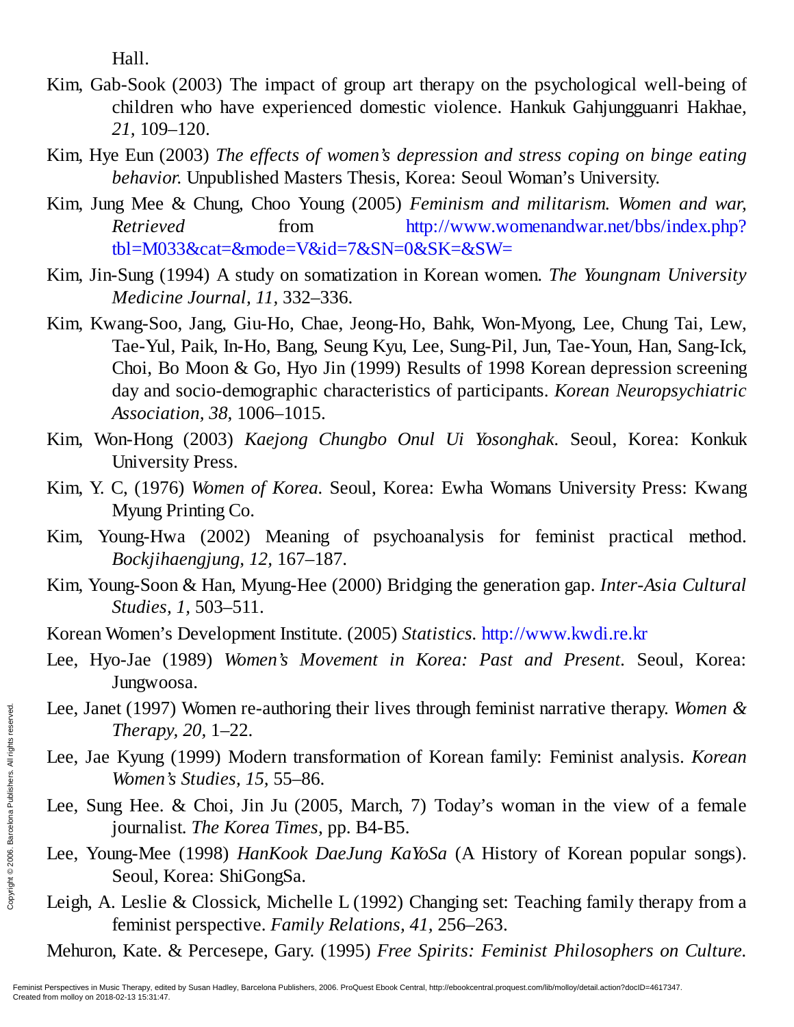Hall.

Kim, Gab-Sook (2003) The impact of group art therapy on the psychological well-being of children who have experienced domestic violence. Hankuk Gahjungguanri Hakhae, *21,* 109–120.

Kim, Hye Eun (2003) *The effects of women's depression and stress coping on binge eating behavior.* Unpublished Masters Thesis, Korea: Seoul Woman's University.

Kim, Jung Mee & Chung, Choo Young (2005) *Feminism and militarism. Women and war, Retrieved* from http://www.womenandwar.net/bbs/index.php?tbl=M033&cat=&mode=V&id=7&SN=0&SK=&SW=

Kim, Jin-Sung (1994) A study on somatization in Korean women. *The Youngnam University Medicine Journal, 11,* 332–336.

Kim, Kwang-Soo, Jang, Giu-Ho, Chae, Jeong-Ho, Bahk, Won-Myong, Lee, Chung Tai, Lew, Tae-Yul, Paik, In-Ho, Bang, Seung Kyu, Lee, Sung-Pil, Jun, Tae-Youn, Han, Sang-Ick, Choi, Bo Moon & Go, Hyo Jin (1999) Results of 1998 Korean depression screening day and socio-demographic characteristics of participants. *Korean Neuropsychiatric Association, 38,* 1006–1015.

Kim, Won-Hong (2003) *Kaejong Chungbo Onul Ui Yosonghak.* Seoul, Korea: Konkuk University Press.

Kim, Y. C, (1976) *Women of Korea.* Seoul, Korea: Ewha Womans University Press: Kwang Myung Printing Co.

Kim, Young-Hwa (2002) Meaning of psychoanalysis for feminist practical method. *Bockjihaengjung, 12,* 167–187.

Kim, Young-Soon & Han, Myung-Hee (2000) Bridging the generation gap. *Inter-Asia Cultural Studies, 1,* 503–511.

Korean Women's Development Institute. (2005) *Statistics.* http://www.kwdi.re.kr

Lee, Hyo-Jae (1989) *Women's Movement in Korea: Past and Present.* Seoul, Korea: Jungwoosa.

Lee, Janet (1997) Women re-authoring their lives through feminist narrative therapy. *Women & Therapy, 20,* 1–22.

Lee, Jae Kyung (1999) Modern transformation of Korean family: Feminist analysis. *Korean Women's Studies, 15,* 55–86.

Lee, Sung Hee. & Choi, Jin Ju (2005, March, 7) Today's woman in the view of a female journalist. *The Korea Times,* pp. B4-B5.

Lee, Young-Mee (1998) *HanKook DaeJung KaYoSa* (A History of Korean popular songs). Seoul, Korea: ShiGongSa.

Leigh, A. Leslie & Clossick, Michelle L (1992) Changing set: Teaching family therapy from a feminist perspective. *Family Relations, 41,* 256–263.

Mehuron, Kate. & Percesepe, Gary. (1995) *Free Spirits: Feminist Philosophers on Culture.*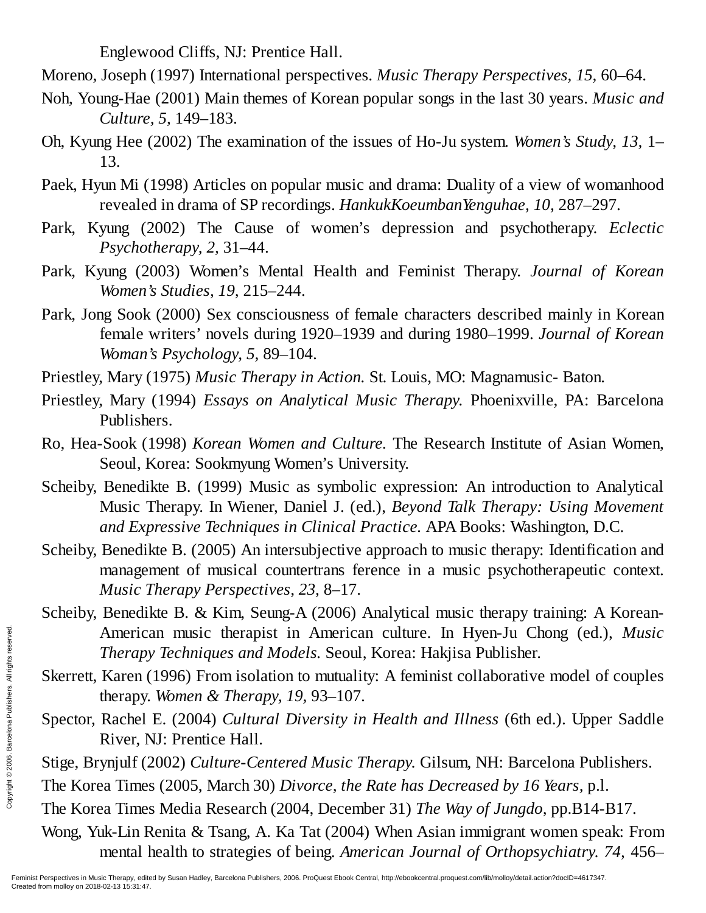Englewood Cliffs, NJ: Prentice Hall.

Moreno, Joseph (1997) International perspectives. *Music Therapy Perspectives, 15,* 60–64.

Noh, Young-Hae (2001) Main themes of Korean popular songs in the last 30 years. *Music and Culture, 5,* 149–183.

Oh, Kyung Hee (2002) The examination of the issues of Ho-Ju system. *Women's Study, 13,* 1–13.

Paek, Hyun Mi (1998) Articles on popular music and drama: Duality of a view of womanhood revealed in drama of SP recordings. *HankukKoeumbanYenguhae, 10,* 287–297.

Park, Kyung (2002) The Cause of women's depression and psychotherapy. *Eclectic Psychotherapy, 2,* 31–44.

Park, Kyung (2003) Women's Mental Health and Feminist Therapy. *Journal of Korean Women's Studies, 19,* 215–244.

Park, Jong Sook (2000) Sex consciousness of female characters described mainly in Korean female writers' novels during 1920–1939 and during 1980–1999. *Journal of Korean Woman's Psychology, 5,* 89–104.

Priestley, Mary (1975) *Music Therapy in Action.* St. Louis, MO: Magnamusic- Baton.

Priestley, Mary (1994) *Essays on Analytical Music Therapy.* Phoenixville, PA: Barcelona Publishers.

Ro, Hea-Sook (1998) *Korean Women and Culture.* The Research Institute of Asian Women, Seoul, Korea: Sookmyung Women's University.

Scheiby, Benedikte B. (1999) Music as symbolic expression: An introduction to Analytical Music Therapy. In Wiener, Daniel J. (ed.), *Beyond Talk Therapy: Using Movement and Expressive Techniques in Clinical Practice.* APA Books: Washington, D.C.

Scheiby, Benedikte B. (2005) An intersubjective approach to music therapy: Identification and management of musical countertrans ference in a music psychotherapeutic context. *Music Therapy Perspectives, 23,* 8–17.

Scheiby, Benedikte B. & Kim, Seung-A (2006) Analytical music therapy training: A Korean-American music therapist in American culture. In Hyen-Ju Chong (ed.), *Music Therapy Techniques and Models.* Seoul, Korea: Hakjisa Publisher.

Skerrett, Karen (1996) From isolation to mutuality: A feminist collaborative model of couples therapy. *Women & Therapy, 19,* 93–107.

Spector, Rachel E. (2004) *Cultural Diversity in Health and Illness* (6th ed.). Upper Saddle River, NJ: Prentice Hall.

Stige, Brynjulf (2002) *Culture-Centered Music Therapy.* Gilsum, NH: Barcelona Publishers.

The Korea Times (2005, March 30) *Divorce, the Rate has Decreased by 16 Years,* p.l.

The Korea Times Media Research (2004, December 31) *The Way of Jungdo,* pp.B14-B17.

Wong, Yuk-Lin Renita & Tsang, A. Ka Tat (2004) When Asian immigrant women speak: From mental health to strategies of being. *American Journal of Orthopsychiatry. 74,* 456–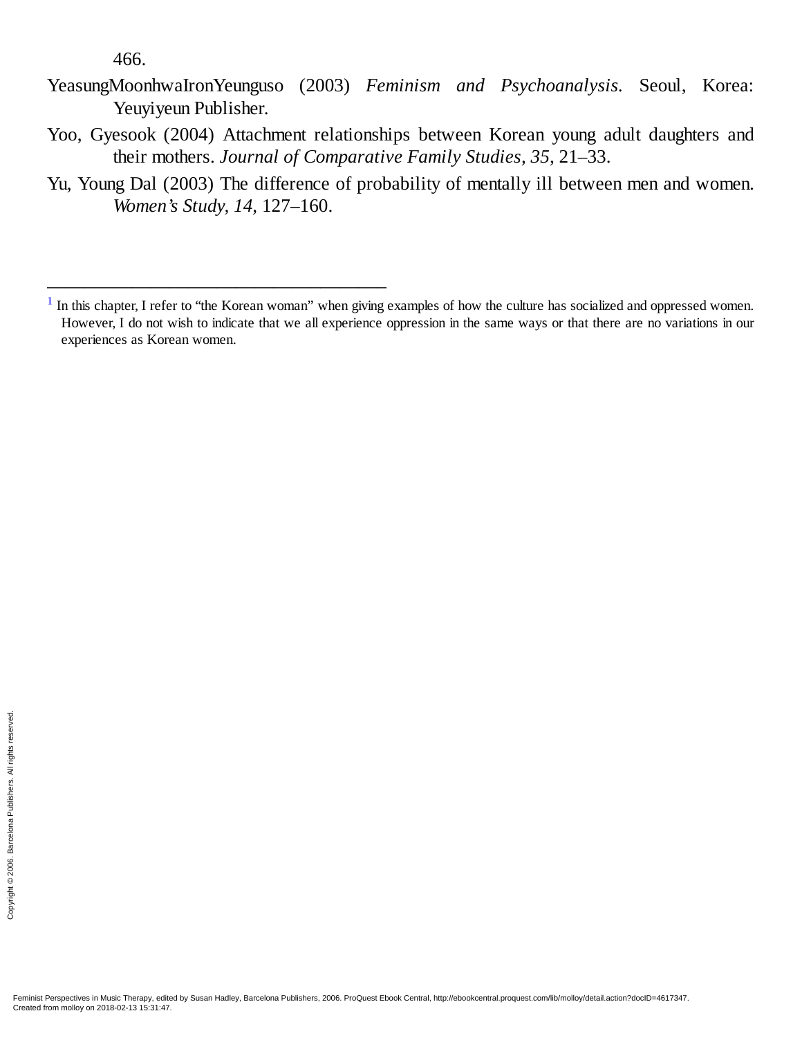466.

YeasungMoonhwaIronYeunguso (2003) *Feminism and Psychoanalysis*. Seoul, Korea: Yeuyiyeun Publisher.

Yoo, Gyesook (2004) Attachment relationships between Korean young adult daughters and their mothers. *Journal of Comparative Family Studies, 35,* 21–33.

Yu, Young Dal (2003) The difference of probability of mentally ill between men and women. *Women's Study, 14,* 127–160.

---

[1] In this chapter, I refer to "the Korean woman" when giving examples of how the culture has socialized and oppressed women. However, I do not wish to indicate that we all experience oppression in the same ways or that there are no variations in our experiences as Korean women.